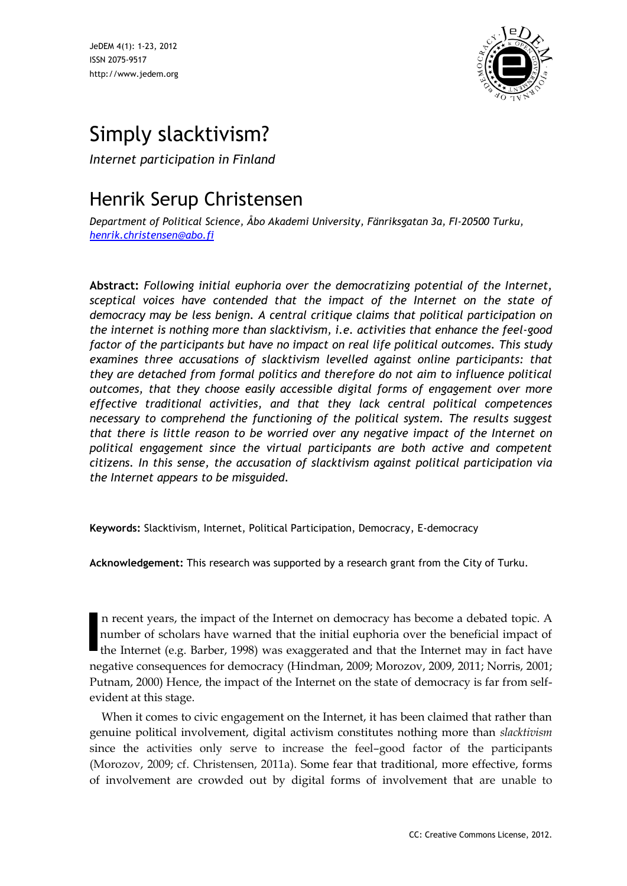# Simply slacktivism?

*Internet participation in Finland*

## Henrik Serup Christensen

*Department of Political Science, Åbo Akademi University, Fänriksgatan 3a, FI-20500 Turku, [henrik.christensen@abo.fi](mailto:henrik.christensen@abo.fi)*

**Abstract:** *Following initial euphoria over the democratizing potential of the Internet, sceptical voices have contended that the impact of the Internet on the state of democracy may be less benign. A central critique claims that political participation on the internet is nothing more than slacktivism, i.e. activities that enhance the feel-good factor of the participants but have no impact on real life political outcomes. This study examines three accusations of slacktivism levelled against online participants: that they are detached from formal politics and therefore do not aim to influence political outcomes, that they choose easily accessible digital forms of engagement over more effective traditional activities, and that they lack central political competences necessary to comprehend the functioning of the political system. The results suggest that there is little reason to be worried over any negative impact of the Internet on political engagement since the virtual participants are both active and competent citizens. In this sense, the accusation of slacktivism against political participation via the Internet appears to be misguided.*

**Keywords:** Slacktivism, Internet, Political Participation, Democracy, E-democracy

**Acknowledgement:** This research was supported by a research grant from the City of Turku.

In recent years, the impact of the Internet on democracy has become a debated topic. A number of scholars have warned that the initial euphoria over the beneficial impact of the Internet (e.g. Barber, 1998) was exaggerated and that the Internet may in fact have negative consequences for democracy (Hindman, 2009; Morozov, 2009, 2011; Norris, 2001; Putnam, 2000) Hence, the impact of the Internet on the state of democracy is far from self-evident at this stage.

When it comes to civic engagement on the Internet, it has been claimed that rather than genuine political involvement, digital activism constitutes nothing more than *slacktivism* since the activities only serve to increase the feel–good factor of the participants (Morozov, 2009; cf. Christensen, 2011a). Some fear that traditional, more effective, forms of involvement are crowded out by digital forms of involvement that are unable to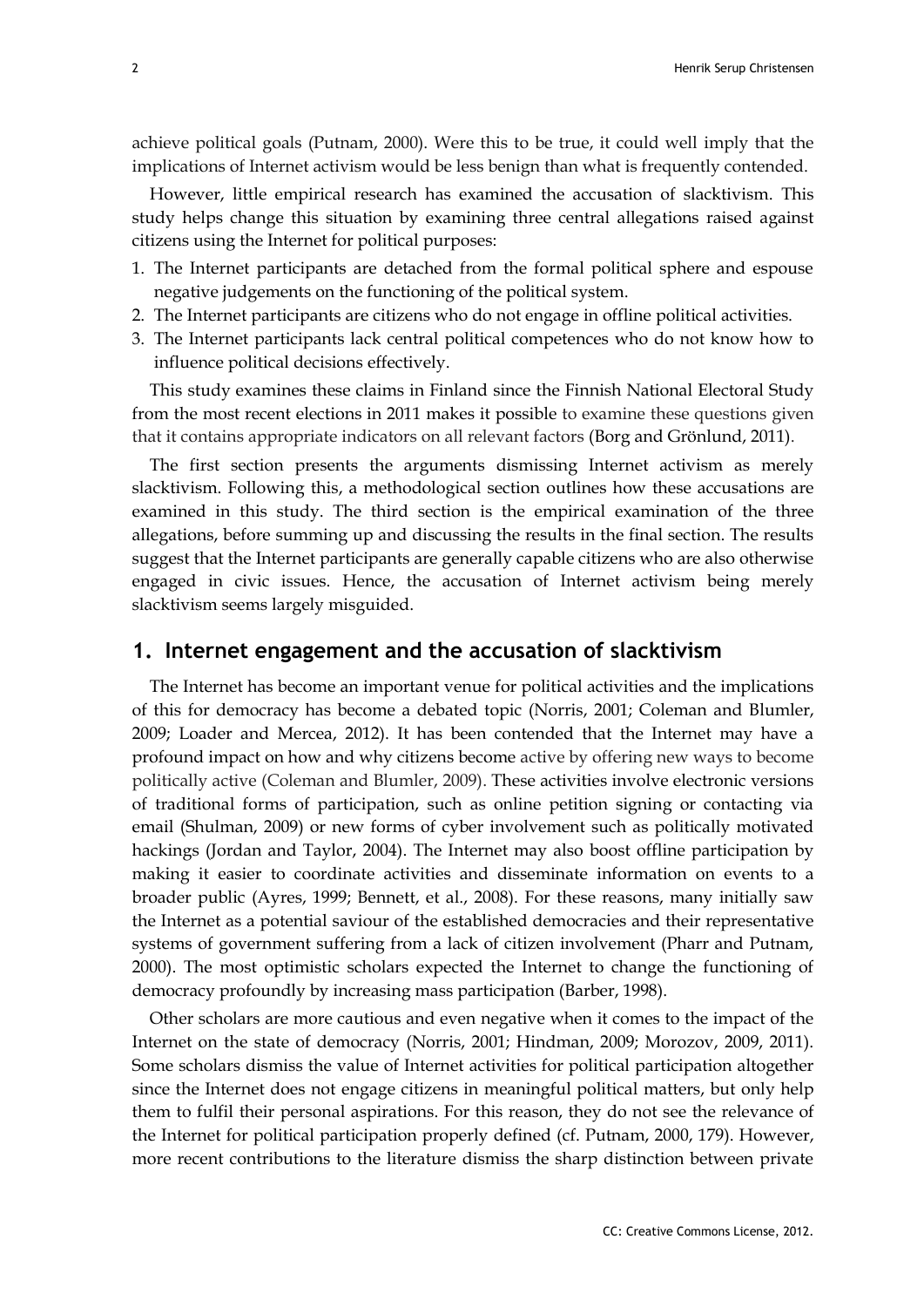achieve political goals (Putnam, 2000). Were this to be true, it could well imply that the implications of Internet activism would be less benign than what is frequently contended.

However, little empirical research has examined the accusation of slacktivism. This study helps change this situation by examining three central allegations raised against citizens using the Internet for political purposes:

1. The Internet participants are detached from the formal political sphere and espouse negative judgements on the functioning of the political system.
2. The Internet participants are citizens who do not engage in offline political activities.
3. The Internet participants lack central political competences who do not know how to influence political decisions effectively.

This study examines these claims in Finland since the Finnish National Electoral Study from the most recent elections in 2011 makes it possible to examine these questions given that it contains appropriate indicators on all relevant factors (Borg and Grönlund, 2011).

The first section presents the arguments dismissing Internet activism as merely slacktivism. Following this, a methodological section outlines how these accusations are examined in this study. The third section is the empirical examination of the three allegations, before summing up and discussing the results in the final section. The results suggest that the Internet participants are generally capable citizens who are also otherwise engaged in civic issues. Hence, the accusation of Internet activism being merely slacktivism seems largely misguided.

## 1. Internet engagement and the accusation of slacktivism

The Internet has become an important venue for political activities and the implications of this for democracy has become a debated topic (Norris, 2001; Coleman and Blumler, 2009; Loader and Mercea, 2012). It has been contended that the Internet may have a profound impact on how and why citizens become active by offering new ways to become politically active (Coleman and Blumler, 2009). These activities involve electronic versions of traditional forms of participation, such as online petition signing or contacting via email (Shulman, 2009) or new forms of cyber involvement such as politically motivated hackings (Jordan and Taylor, 2004). The Internet may also boost offline participation by making it easier to coordinate activities and disseminate information on events to a broader public (Ayres, 1999; Bennett, et al., 2008). For these reasons, many initially saw the Internet as a potential saviour of the established democracies and their representative systems of government suffering from a lack of citizen involvement (Pharr and Putnam, 2000). The most optimistic scholars expected the Internet to change the functioning of democracy profoundly by increasing mass participation (Barber, 1998).

Other scholars are more cautious and even negative when it comes to the impact of the Internet on the state of democracy (Norris, 2001; Hindman, 2009; Morozov, 2009, 2011). Some scholars dismiss the value of Internet activities for political participation altogether since the Internet does not engage citizens in meaningful political matters, but only help them to fulfil their personal aspirations. For this reason, they do not see the relevance of the Internet for political participation properly defined (cf. Putnam, 2000, 179). However, more recent contributions to the literature dismiss the sharp distinction between private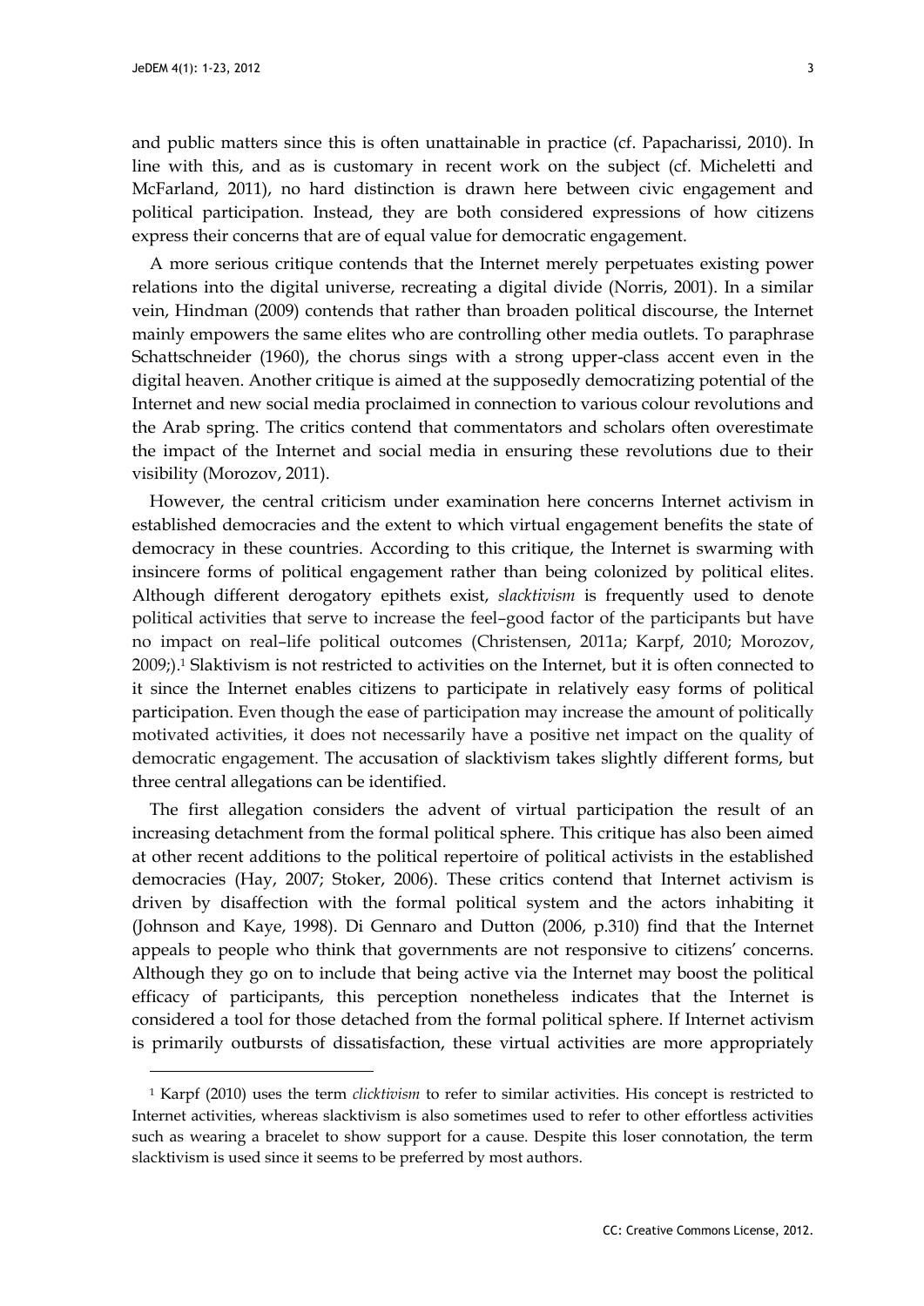and public matters since this is often unattainable in practice (cf. Papacharissi, 2010). In line with this, and as is customary in recent work on the subject (cf. Micheletti and McFarland, 2011), no hard distinction is drawn here between civic engagement and political participation. Instead, they are both considered expressions of how citizens express their concerns that are of equal value for democratic engagement.

A more serious critique contends that the Internet merely perpetuates existing power relations into the digital universe, recreating a digital divide (Norris, 2001). In a similar vein, Hindman (2009) contends that rather than broaden political discourse, the Internet mainly empowers the same elites who are controlling other media outlets. To paraphrase Schattschneider (1960), the chorus sings with a strong upper-class accent even in the digital heaven. Another critique is aimed at the supposedly democratizing potential of the Internet and new social media proclaimed in connection to various colour revolutions and the Arab spring. The critics contend that commentators and scholars often overestimate the impact of the Internet and social media in ensuring these revolutions due to their visibility (Morozov, 2011).

However, the central criticism under examination here concerns Internet activism in established democracies and the extent to which virtual engagement benefits the state of democracy in these countries. According to this critique, the Internet is swarming with insincere forms of political engagement rather than being colonized by political elites. Although different derogatory epithets exist, *slacktivism* is frequently used to denote political activities that serve to increase the feel–good factor of the participants but have no impact on real–life political outcomes (Christensen, 2011a; Karpf, 2010; Morozov, 2009;).[1] Slaktivism is not restricted to activities on the Internet, but it is often connected to it since the Internet enables citizens to participate in relatively easy forms of political participation. Even though the ease of participation may increase the amount of politically motivated activities, it does not necessarily have a positive net impact on the quality of democratic engagement. The accusation of slacktivism takes slightly different forms, but three central allegations can be identified.

The first allegation considers the advent of virtual participation the result of an increasing detachment from the formal political sphere. This critique has also been aimed at other recent additions to the political repertoire of political activists in the established democracies (Hay, 2007; Stoker, 2006). These critics contend that Internet activism is driven by disaffection with the formal political system and the actors inhabiting it (Johnson and Kaye, 1998). Di Gennaro and Dutton (2006, p.310) find that the Internet appeals to people who think that governments are not responsive to citizens' concerns. Although they go on to include that being active via the Internet may boost the political efficacy of participants, this perception nonetheless indicates that the Internet is considered a tool for those detached from the formal political sphere. If Internet activism is primarily outbursts of dissatisfaction, these virtual activities are more appropriately

---

[1] Karpf (2010) uses the term *clicktivism* to refer to similar activities. His concept is restricted to Internet activities, whereas slacktivism is also sometimes used to refer to other effortless activities such as wearing a bracelet to show support for a cause. Despite this loser connotation, the term slacktivism is used since it seems to be preferred by most authors.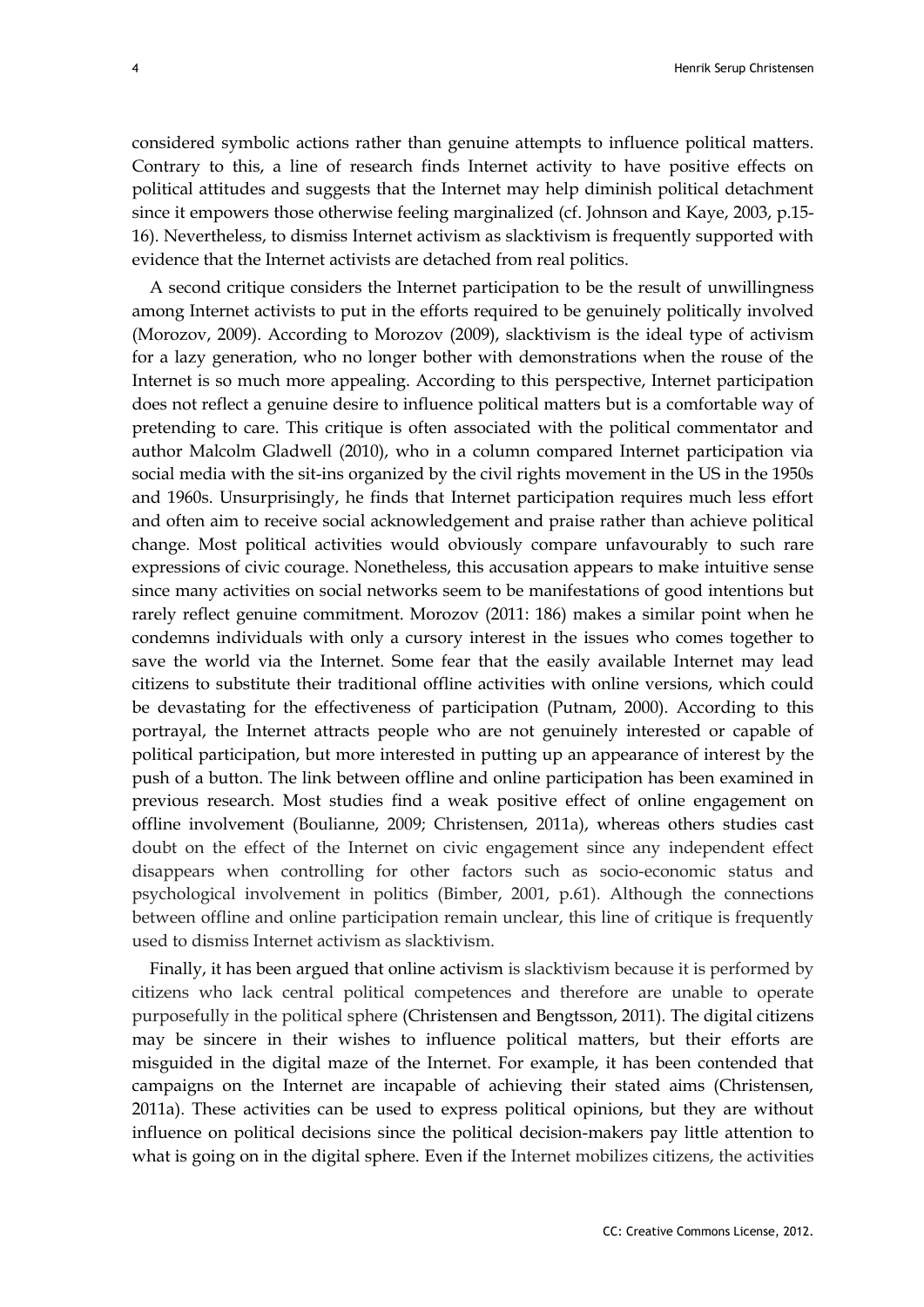considered symbolic actions rather than genuine attempts to influence political matters. Contrary to this, a line of research finds Internet activity to have positive effects on political attitudes and suggests that the Internet may help diminish political detachment since it empowers those otherwise feeling marginalized (cf. Johnson and Kaye, 2003, p.15-16). Nevertheless, to dismiss Internet activism as slacktivism is frequently supported with evidence that the Internet activists are detached from real politics.

A second critique considers the Internet participation to be the result of unwillingness among Internet activists to put in the efforts required to be genuinely politically involved (Morozov, 2009). According to Morozov (2009), slacktivism is the ideal type of activism for a lazy generation, who no longer bother with demonstrations when the rouse of the Internet is so much more appealing. According to this perspective, Internet participation does not reflect a genuine desire to influence political matters but is a comfortable way of pretending to care. This critique is often associated with the political commentator and author Malcolm Gladwell (2010), who in a column compared Internet participation via social media with the sit-ins organized by the civil rights movement in the US in the 1950s and 1960s. Unsurprisingly, he finds that Internet participation requires much less effort and often aim to receive social acknowledgement and praise rather than achieve political change. Most political activities would obviously compare unfavourably to such rare expressions of civic courage. Nonetheless, this accusation appears to make intuitive sense since many activities on social networks seem to be manifestations of good intentions but rarely reflect genuine commitment. Morozov (2011: 186) makes a similar point when he condemns individuals with only a cursory interest in the issues who comes together to save the world via the Internet. Some fear that the easily available Internet may lead citizens to substitute their traditional offline activities with online versions, which could be devastating for the effectiveness of participation (Putnam, 2000). According to this portrayal, the Internet attracts people who are not genuinely interested or capable of political participation, but more interested in putting up an appearance of interest by the push of a button. The link between offline and online participation has been examined in previous research. Most studies find a weak positive effect of online engagement on offline involvement (Boulianne, 2009; Christensen, 2011a), whereas others studies cast doubt on the effect of the Internet on civic engagement since any independent effect disappears when controlling for other factors such as socio-economic status and psychological involvement in politics (Bimber, 2001, p.61). Although the connections between offline and online participation remain unclear, this line of critique is frequently used to dismiss Internet activism as slacktivism.

Finally, it has been argued that online activism is slacktivism because it is performed by citizens who lack central political competences and therefore are unable to operate purposefully in the political sphere (Christensen and Bengtsson, 2011). The digital citizens may be sincere in their wishes to influence political matters, but their efforts are misguided in the digital maze of the Internet. For example, it has been contended that campaigns on the Internet are incapable of achieving their stated aims (Christensen, 2011a). These activities can be used to express political opinions, but they are without influence on political decisions since the political decision-makers pay little attention to what is going on in the digital sphere. Even if the Internet mobilizes citizens, the activities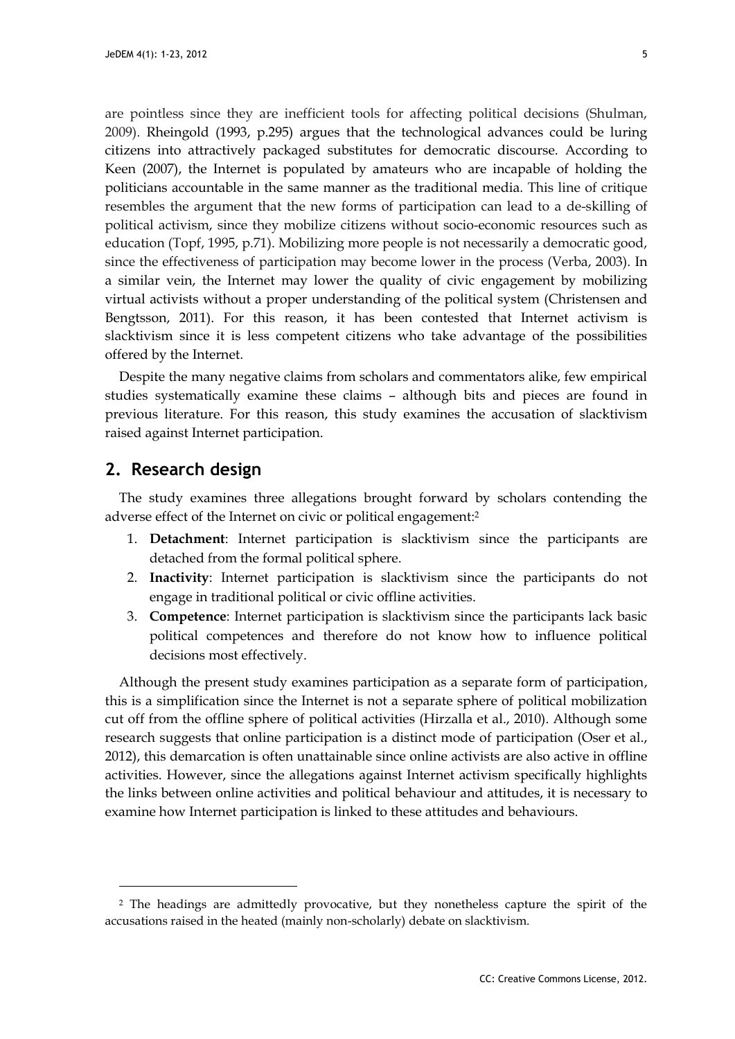are pointless since they are inefficient tools for affecting political decisions (Shulman, 2009). Rheingold (1993, p.295) argues that the technological advances could be luring citizens into attractively packaged substitutes for democratic discourse. According to Keen (2007), the Internet is populated by amateurs who are incapable of holding the politicians accountable in the same manner as the traditional media. This line of critique resembles the argument that the new forms of participation can lead to a de-skilling of political activism, since they mobilize citizens without socio-economic resources such as education (Topf, 1995, p.71). Mobilizing more people is not necessarily a democratic good, since the effectiveness of participation may become lower in the process (Verba, 2003). In a similar vein, the Internet may lower the quality of civic engagement by mobilizing virtual activists without a proper understanding of the political system (Christensen and Bengtsson, 2011). For this reason, it has been contested that Internet activism is slacktivism since it is less competent citizens who take advantage of the possibilities offered by the Internet.

Despite the many negative claims from scholars and commentators alike, few empirical studies systematically examine these claims – although bits and pieces are found in previous literature. For this reason, this study examines the accusation of slacktivism raised against Internet participation.

## 2. Research design

The study examines three allegations brought forward by scholars contending the adverse effect of the Internet on civic or political engagement:[2]

1. **Detachment**: Internet participation is slacktivism since the participants are detached from the formal political sphere.
2. **Inactivity**: Internet participation is slacktivism since the participants do not engage in traditional political or civic offline activities.
3. **Competence**: Internet participation is slacktivism since the participants lack basic political competences and therefore do not know how to influence political decisions most effectively.

Although the present study examines participation as a separate form of participation, this is a simplification since the Internet is not a separate sphere of political mobilization cut off from the offline sphere of political activities (Hirzalla et al., 2010). Although some research suggests that online participation is a distinct mode of participation (Oser et al., 2012), this demarcation is often unattainable since online activists are also active in offline activities. However, since the allegations against Internet activism specifically highlights the links between online activities and political behaviour and attitudes, it is necessary to examine how Internet participation is linked to these attitudes and behaviours.

[2] The headings are admittedly provocative, but they nonetheless capture the spirit of the accusations raised in the heated (mainly non-scholarly) debate on slacktivism.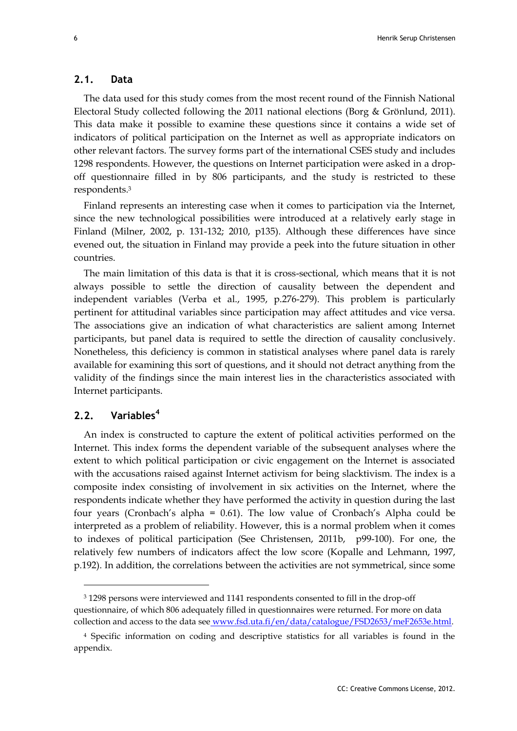## 2.1. Data

The data used for this study comes from the most recent round of the Finnish National Electoral Study collected following the 2011 national elections (Borg & Grönlund, 2011). This data make it possible to examine these questions since it contains a wide set of indicators of political participation on the Internet as well as appropriate indicators on other relevant factors. The survey forms part of the international CSES study and includes 1298 respondents. However, the questions on Internet participation were asked in a drop-off questionnaire filled in by 806 participants, and the study is restricted to these respondents.[3]

Finland represents an interesting case when it comes to participation via the Internet, since the new technological possibilities were introduced at a relatively early stage in Finland (Milner, 2002, p. 131-132; 2010, p135). Although these differences have since evened out, the situation in Finland may provide a peek into the future situation in other countries.

The main limitation of this data is that it is cross-sectional, which means that it is not always possible to settle the direction of causality between the dependent and independent variables (Verba et al., 1995, p.276-279). This problem is particularly pertinent for attitudinal variables since participation may affect attitudes and vice versa. The associations give an indication of what characteristics are salient among Internet participants, but panel data is required to settle the direction of causality conclusively. Nonetheless, this deficiency is common in statistical analyses where panel data is rarely available for examining this sort of questions, and it should not detract anything from the validity of the findings since the main interest lies in the characteristics associated with Internet participants.

## 2.2. Variables[4]

An index is constructed to capture the extent of political activities performed on the Internet. This index forms the dependent variable of the subsequent analyses where the extent to which political participation or civic engagement on the Internet is associated with the accusations raised against Internet activism for being slacktivism. The index is a composite index consisting of involvement in six activities on the Internet, where the respondents indicate whether they have performed the activity in question during the last four years (Cronbach's alpha = 0.61). The low value of Cronbach's Alpha could be interpreted as a problem of reliability. However, this is a normal problem when it comes to indexes of political participation (See Christensen, 2011b, p99-100). For one, the relatively few numbers of indicators affect the low score (Kopalle and Lehmann, 1997, p.192). In addition, the correlations between the activities are not symmetrical, since some

---

[3] 1298 persons were interviewed and 1141 respondents consented to fill in the drop-off questionnaire, of which 806 adequately filled in questionnaires were returned. For more on data collection and access to the data see www.fsd.uta.fi/en/data/catalogue/FSD2653/meF2653e.html.

[4] Specific information on coding and descriptive statistics for all variables is found in the appendix.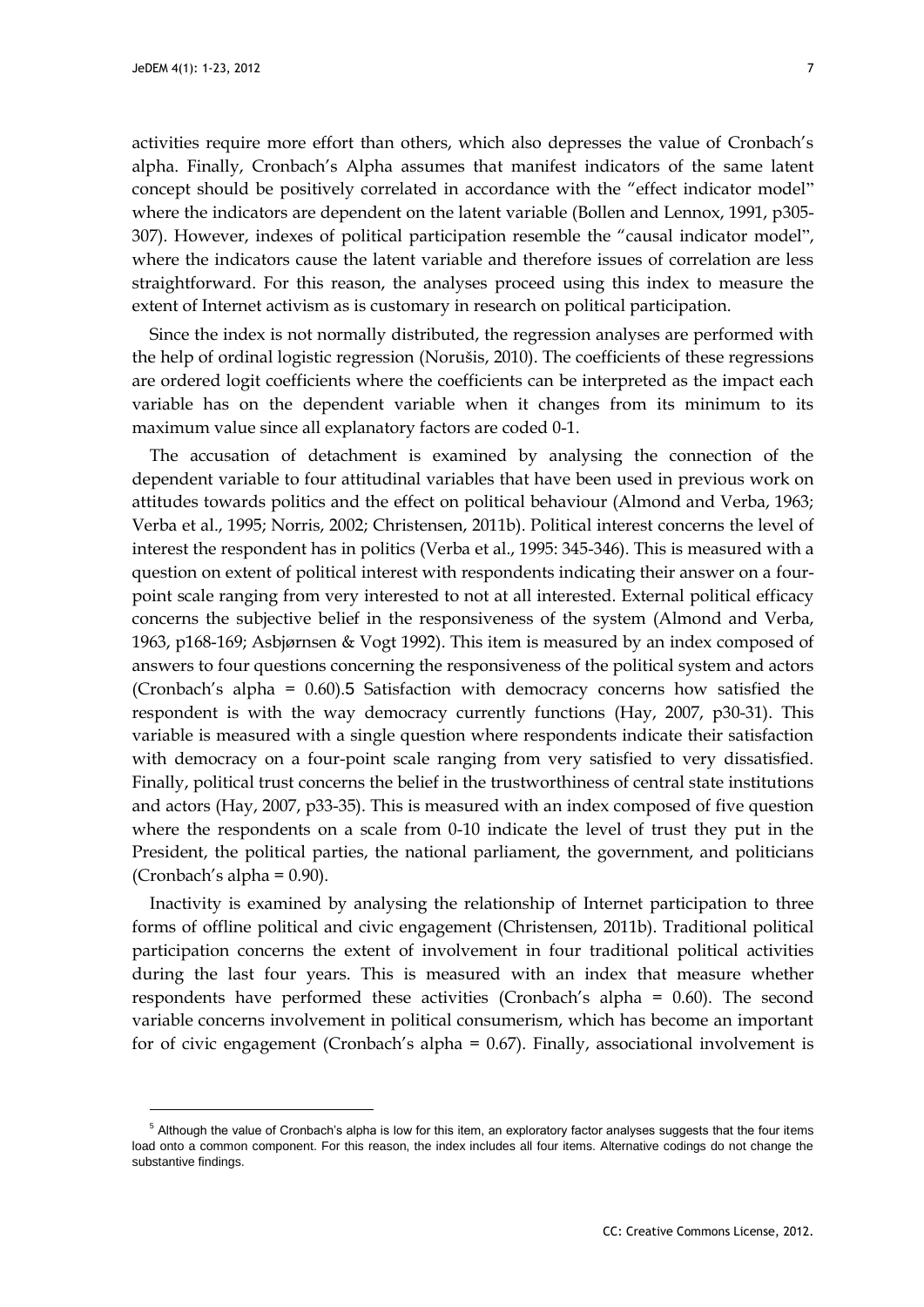activities require more effort than others, which also depresses the value of Cronbach's alpha. Finally, Cronbach's Alpha assumes that manifest indicators of the same latent concept should be positively correlated in accordance with the "effect indicator model" where the indicators are dependent on the latent variable (Bollen and Lennox, 1991, p305-307). However, indexes of political participation resemble the "causal indicator model", where the indicators cause the latent variable and therefore issues of correlation are less straightforward. For this reason, the analyses proceed using this index to measure the extent of Internet activism as is customary in research on political participation.

Since the index is not normally distributed, the regression analyses are performed with the help of ordinal logistic regression (Norušis, 2010). The coefficients of these regressions are ordered logit coefficients where the coefficients can be interpreted as the impact each variable has on the dependent variable when it changes from its minimum to its maximum value since all explanatory factors are coded 0-1.

The accusation of detachment is examined by analysing the connection of the dependent variable to four attitudinal variables that have been used in previous work on attitudes towards politics and the effect on political behaviour (Almond and Verba, 1963; Verba et al., 1995; Norris, 2002; Christensen, 2011b). Political interest concerns the level of interest the respondent has in politics (Verba et al., 1995: 345-346). This is measured with a question on extent of political interest with respondents indicating their answer on a four-point scale ranging from very interested to not at all interested. External political efficacy concerns the subjective belief in the responsiveness of the system (Almond and Verba, 1963, p168-169; Asbjørnsen & Vogt 1992). This item is measured by an index composed of answers to four questions concerning the responsiveness of the political system and actors (Cronbach's alpha = 0.60).[5] Satisfaction with democracy concerns how satisfied the respondent is with the way democracy currently functions (Hay, 2007, p30-31). This variable is measured with a single question where respondents indicate their satisfaction with democracy on a four-point scale ranging from very satisfied to very dissatisfied. Finally, political trust concerns the belief in the trustworthiness of central state institutions and actors (Hay, 2007, p33-35). This is measured with an index composed of five question where the respondents on a scale from 0-10 indicate the level of trust they put in the President, the political parties, the national parliament, the government, and politicians (Cronbach's alpha = 0.90).

Inactivity is examined by analysing the relationship of Internet participation to three forms of offline political and civic engagement (Christensen, 2011b). Traditional political participation concerns the extent of involvement in four traditional political activities during the last four years. This is measured with an index that measure whether respondents have performed these activities (Cronbach's alpha = 0.60). The second variable concerns involvement in political consumerism, which has become an important for of civic engagement (Cronbach's alpha = 0.67). Finally, associational involvement is

---

[5] Although the value of Cronbach's alpha is low for this item, an exploratory factor analyses suggests that the four items load onto a common component. For this reason, the index includes all four items. Alternative codings do not change the substantive findings.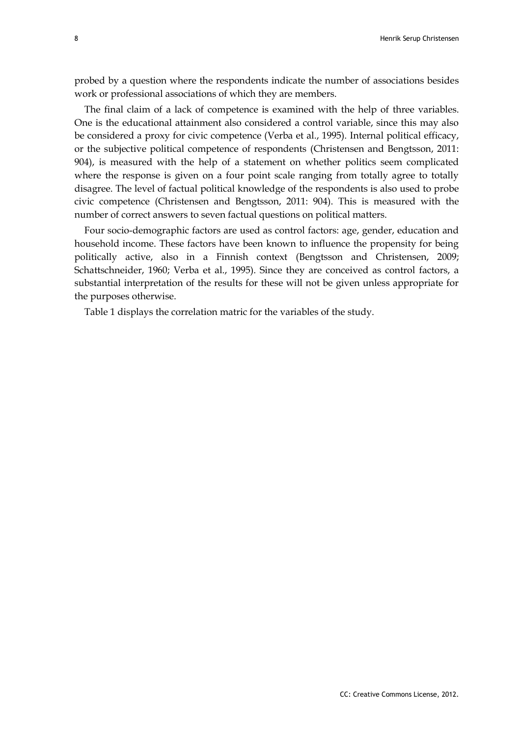probed by a question where the respondents indicate the number of associations besides work or professional associations of which they are members.

The final claim of a lack of competence is examined with the help of three variables. One is the educational attainment also considered a control variable, since this may also be considered a proxy for civic competence (Verba et al., 1995). Internal political efficacy, or the subjective political competence of respondents (Christensen and Bengtsson, 2011: 904), is measured with the help of a statement on whether politics seem complicated where the response is given on a four point scale ranging from totally agree to totally disagree. The level of factual political knowledge of the respondents is also used to probe civic competence (Christensen and Bengtsson, 2011: 904). This is measured with the number of correct answers to seven factual questions on political matters.

Four socio-demographic factors are used as control factors: age, gender, education and household income. These factors have been known to influence the propensity for being politically active, also in a Finnish context (Bengtsson and Christensen, 2009; Schattschneider, 1960; Verba et al., 1995). Since they are conceived as control factors, a substantial interpretation of the results for these will not be given unless appropriate for the purposes otherwise.

Table 1 displays the correlation matric for the variables of the study.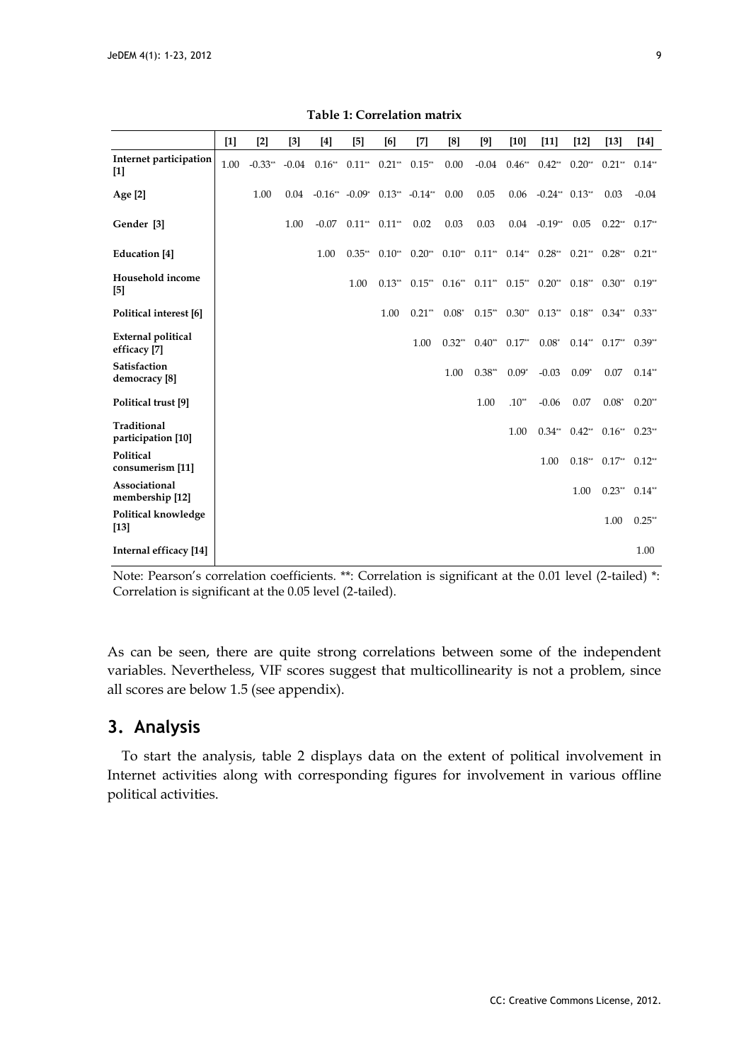**Table 1: Correlation matrix**

| | [1] | [2] | [3] | [4] | [5] | [6] | [7] | [8] | [9] | [10] | [11] | [12] | [13] | [14] |
|---|---|---|---|---|---|---|---|---|---|---|---|---|---|---|
| **Internet participation [1]** | 1.00 | -0.33** | -0.04 | 0.16** | 0.11** | 0.21** | 0.15** | 0.00 | -0.04 | 0.46** | 0.42** | 0.20** | 0.21** | 0.14** |
| **Age [2]** | | 1.00 | 0.04 | -0.16** | -0.09* | 0.13** | -0.14** | 0.00 | 0.05 | 0.06 | -0.24** | 0.13** | 0.03 | -0.04 |
| **Gender [3]** | | | 1.00 | -0.07 | 0.11** | 0.11** | 0.02 | 0.03 | 0.03 | 0.04 | -0.19** | 0.05 | 0.22** | 0.17** |
| **Education [4]** | | | | 1.00 | 0.35** | 0.10** | 0.20** | 0.10** | 0.11** | 0.14** | 0.28** | 0.21** | 0.28** | 0.21** |
| **Household income [5]** | | | | | 1.00 | 0.13** | 0.15** | 0.16** | 0.11** | 0.15** | 0.20** | 0.18** | 0.30** | 0.19** |
| **Political interest [6]** | | | | | | 1.00 | 0.21** | 0.08* | 0.15** | 0.30** | 0.13** | 0.18** | 0.34** | 0.33** |
| **External political efficacy [7]** | | | | | | | 1.00 | 0.32** | 0.40** | 0.17** | 0.08* | 0.14** | 0.17** | 0.39** |
| **Satisfaction democracy [8]** | | | | | | | | 1.00 | 0.38** | 0.09* | -0.03 | 0.09* | 0.07 | 0.14** |
| **Political trust [9]** | | | | | | | | | 1.00 | .10** | -0.06 | 0.07 | 0.08* | 0.20** |
| **Traditional participation [10]** | | | | | | | | | | 1.00 | 0.34** | 0.42** | 0.16** | 0.23** |
| **Political consumerism [11]** | | | | | | | | | | | 1.00 | 0.18** | 0.17** | 0.12** |
| **Associational membership [12]** | | | | | | | | | | | | 1.00 | 0.23** | 0.14** |
| **Political knowledge [13]** | | | | | | | | | | | | | 1.00 | 0.25** |
| **Internal efficacy [14]** | | | | | | | | | | | | | | 1.00 |

Note: Pearson's correlation coefficients. **: Correlation is significant at the 0.01 level (2-tailed) *: Correlation is significant at the 0.05 level (2-tailed).

As can be seen, there are quite strong correlations between some of the independent variables. Nevertheless, VIF scores suggest that multicollinearity is not a problem, since all scores are below 1.5 (see appendix).

## 3. Analysis

To start the analysis, table 2 displays data on the extent of political involvement in Internet activities along with corresponding figures for involvement in various offline political activities.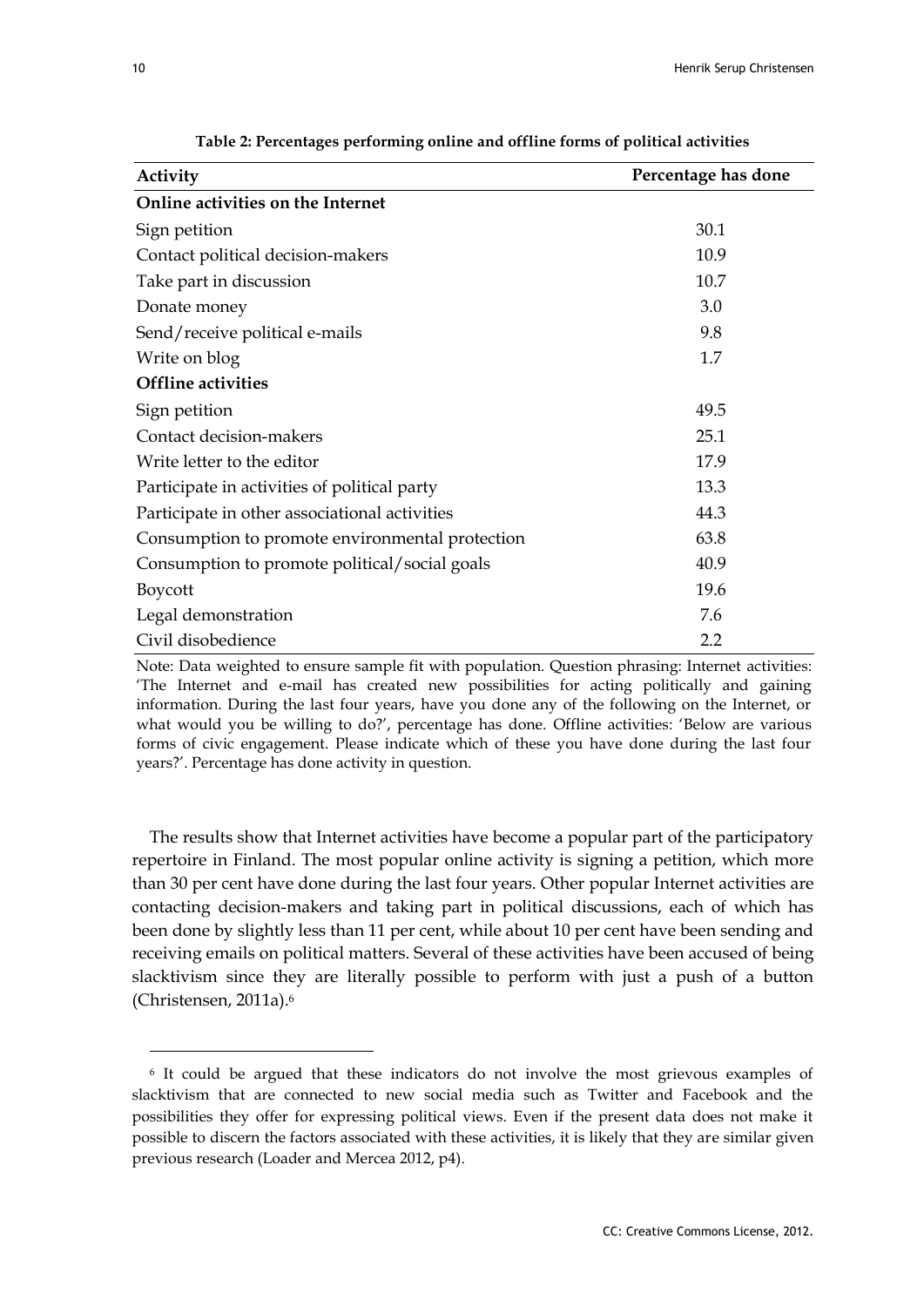**Table 2: Percentages performing online and offline forms of political activities**

| Activity | Percentage has done |
|---|---|
| **Online activities on the Internet** | |
| Sign petition | 30.1 |
| Contact political decision-makers | 10.9 |
| Take part in discussion | 10.7 |
| Donate money | 3.0 |
| Send/receive political e-mails | 9.8 |
| Write on blog | 1.7 |
| **Offline activities** | |
| Sign petition | 49.5 |
| Contact decision-makers | 25.1 |
| Write letter to the editor | 17.9 |
| Participate in activities of political party | 13.3 |
| Participate in other associational activities | 44.3 |
| Consumption to promote environmental protection | 63.8 |
| Consumption to promote political/social goals | 40.9 |
| Boycott | 19.6 |
| Legal demonstration | 7.6 |
| Civil disobedience | 2.2 |

Note: Data weighted to ensure sample fit with population. Question phrasing: Internet activities: 'The Internet and e-mail has created new possibilities for acting politically and gaining information. During the last four years, have you done any of the following on the Internet, or what would you be willing to do?', percentage has done. Offline activities: 'Below are various forms of civic engagement. Please indicate which of these you have done during the last four years?'. Percentage has done activity in question.

The results show that Internet activities have become a popular part of the participatory repertoire in Finland. The most popular online activity is signing a petition, which more than 30 per cent have done during the last four years. Other popular Internet activities are contacting decision-makers and taking part in political discussions, each of which has been done by slightly less than 11 per cent, while about 10 per cent have been sending and receiving emails on political matters. Several of these activities have been accused of being slacktivism since they are literally possible to perform with just a push of a button (Christensen, 2011a).[6]

[6] It could be argued that these indicators do not involve the most grievous examples of slacktivism that are connected to new social media such as Twitter and Facebook and the possibilities they offer for expressing political views. Even if the present data does not make it possible to discern the factors associated with these activities, it is likely that they are similar given previous research (Loader and Mercea 2012, p4).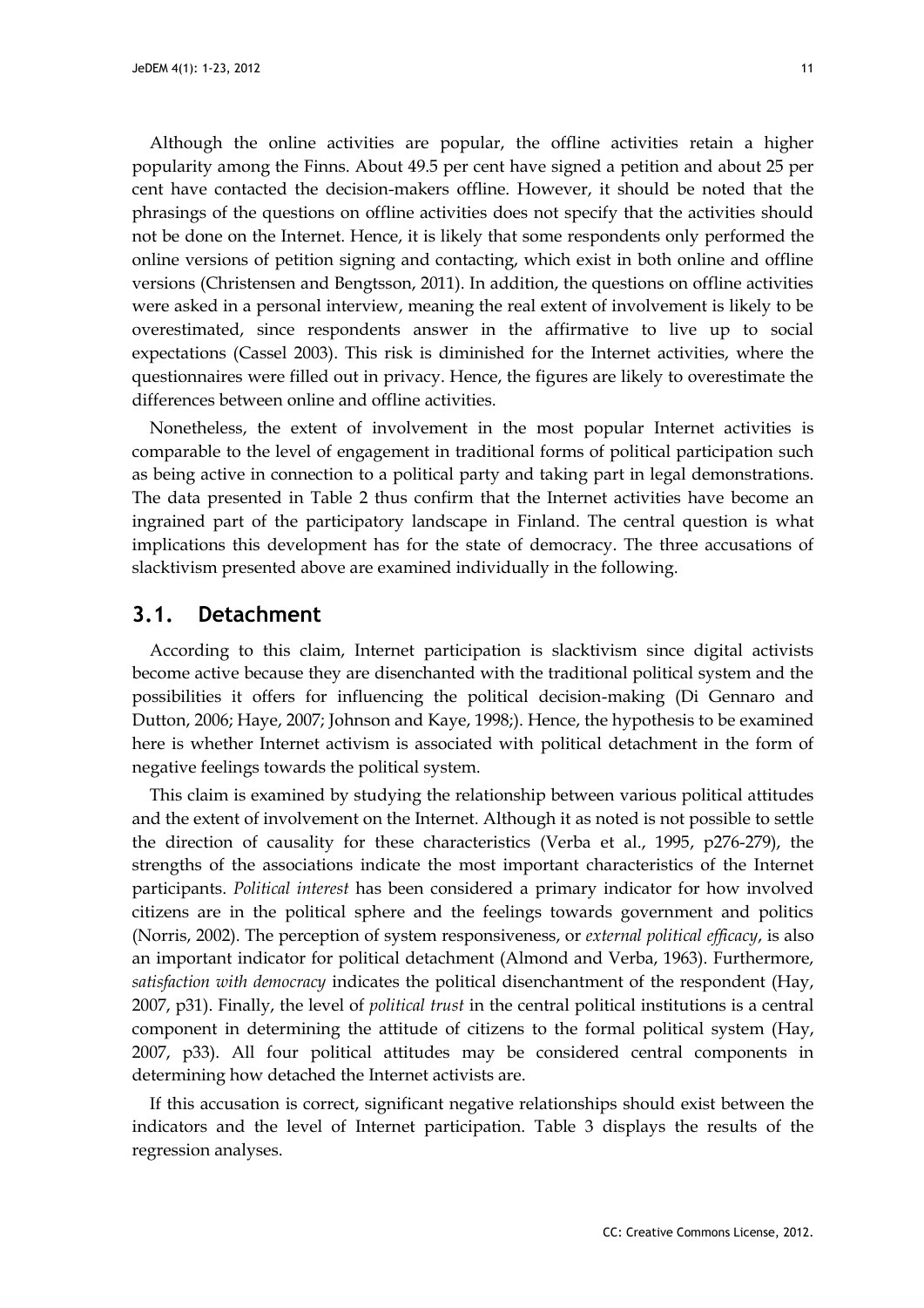Although the online activities are popular, the offline activities retain a higher popularity among the Finns. About 49.5 per cent have signed a petition and about 25 per cent have contacted the decision-makers offline. However, it should be noted that the phrasings of the questions on offline activities does not specify that the activities should not be done on the Internet. Hence, it is likely that some respondents only performed the online versions of petition signing and contacting, which exist in both online and offline versions (Christensen and Bengtsson, 2011). In addition, the questions on offline activities were asked in a personal interview, meaning the real extent of involvement is likely to be overestimated, since respondents answer in the affirmative to live up to social expectations (Cassel 2003). This risk is diminished for the Internet activities, where the questionnaires were filled out in privacy. Hence, the figures are likely to overestimate the differences between online and offline activities.

Nonetheless, the extent of involvement in the most popular Internet activities is comparable to the level of engagement in traditional forms of political participation such as being active in connection to a political party and taking part in legal demonstrations. The data presented in Table 2 thus confirm that the Internet activities have become an ingrained part of the participatory landscape in Finland. The central question is what implications this development has for the state of democracy. The three accusations of slacktivism presented above are examined individually in the following.

## 3.1. Detachment

According to this claim, Internet participation is slacktivism since digital activists become active because they are disenchanted with the traditional political system and the possibilities it offers for influencing the political decision-making (Di Gennaro and Dutton, 2006; Haye, 2007; Johnson and Kaye, 1998;). Hence, the hypothesis to be examined here is whether Internet activism is associated with political detachment in the form of negative feelings towards the political system.

This claim is examined by studying the relationship between various political attitudes and the extent of involvement on the Internet. Although it as noted is not possible to settle the direction of causality for these characteristics (Verba et al., 1995, p276-279), the strengths of the associations indicate the most important characteristics of the Internet participants. *Political interest* has been considered a primary indicator for how involved citizens are in the political sphere and the feelings towards government and politics (Norris, 2002). The perception of system responsiveness, or *external political efficacy*, is also an important indicator for political detachment (Almond and Verba, 1963). Furthermore, *satisfaction with democracy* indicates the political disenchantment of the respondent (Hay, 2007, p31). Finally, the level of *political trust* in the central political institutions is a central component in determining the attitude of citizens to the formal political system (Hay, 2007, p33). All four political attitudes may be considered central components in determining how detached the Internet activists are.

If this accusation is correct, significant negative relationships should exist between the indicators and the level of Internet participation. Table 3 displays the results of the regression analyses.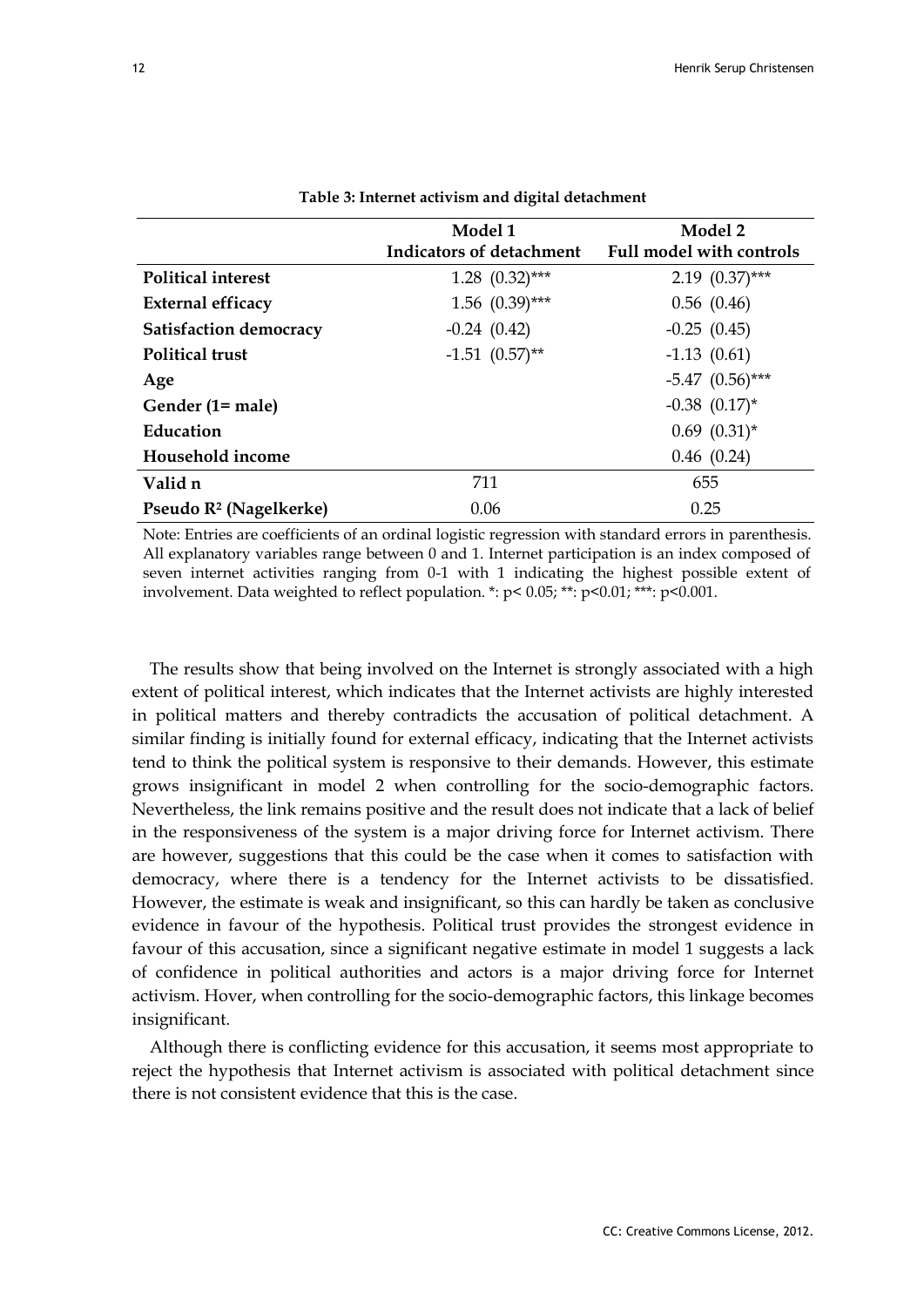**Table 3: Internet activism and digital detachment**

| | Model 1 Indicators of detachment | Model 2 Full model with controls |
|---|---|---|
| **Political interest** | 1.28 (0.32)*** | 2.19 (0.37)*** |
| **External efficacy** | 1.56 (0.39)*** | 0.56 (0.46) |
| **Satisfaction democracy** | -0.24 (0.42) | -0.25 (0.45) |
| **Political trust** | -1.51 (0.57)** | -1.13 (0.61) |
| **Age** | | -5.47 (0.56)*** |
| **Gender (1= male)** | | -0.38 (0.17)* |
| **Education** | | 0.69 (0.31)* |
| **Household income** | | 0.46 (0.24) |
| **Valid n** | 711 | 655 |
| **Pseudo $R^2$ (Nagelkerke)** | 0.06 | 0.25 |

Note: Entries are coefficients of an ordinal logistic regression with standard errors in parenthesis. All explanatory variables range between 0 and 1. Internet participation is an index composed of seven internet activities ranging from 0-1 with 1 indicating the highest possible extent of involvement. Data weighted to reflect population. *: $p < 0.05$; **: $p < 0.01$; ***: $p < 0.001$.

The results show that being involved on the Internet is strongly associated with a high extent of political interest, which indicates that the Internet activists are highly interested in political matters and thereby contradicts the accusation of political detachment. A similar finding is initially found for external efficacy, indicating that the Internet activists tend to think the political system is responsive to their demands. However, this estimate grows insignificant in model 2 when controlling for the socio-demographic factors. Nevertheless, the link remains positive and the result does not indicate that a lack of belief in the responsiveness of the system is a major driving force for Internet activism. There are however, suggestions that this could be the case when it comes to satisfaction with democracy, where there is a tendency for the Internet activists to be dissatisfied. However, the estimate is weak and insignificant, so this can hardly be taken as conclusive evidence in favour of the hypothesis. Political trust provides the strongest evidence in favour of this accusation, since a significant negative estimate in model 1 suggests a lack of confidence in political authorities and actors is a major driving force for Internet activism. Hover, when controlling for the socio-demographic factors, this linkage becomes insignificant.

Although there is conflicting evidence for this accusation, it seems most appropriate to reject the hypothesis that Internet activism is associated with political detachment since there is not consistent evidence that this is the case.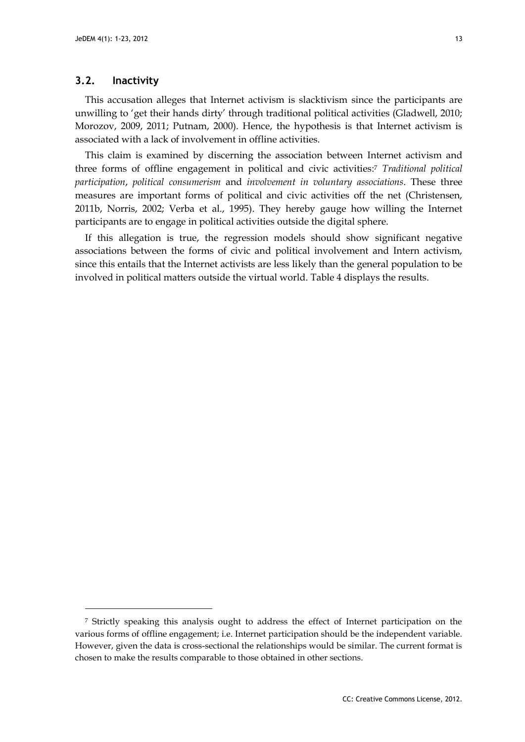## 3.2. Inactivity

This accusation alleges that Internet activism is slacktivism since the participants are unwilling to 'get their hands dirty' through traditional political activities (Gladwell, 2010; Morozov, 2009, 2011; Putnam, 2000). Hence, the hypothesis is that Internet activism is associated with a lack of involvement in offline activities.

This claim is examined by discerning the association between Internet activism and three forms of offline engagement in political and civic activities:[7] *Traditional political participation*, *political consumerism* and *involvement in voluntary associations*. These three measures are important forms of political and civic activities off the net (Christensen, 2011b, Norris, 2002; Verba et al., 1995). They hereby gauge how willing the Internet participants are to engage in political activities outside the digital sphere.

If this allegation is true, the regression models should show significant negative associations between the forms of civic and political involvement and Intern activism, since this entails that the Internet activists are less likely than the general population to be involved in political matters outside the virtual world. Table 4 displays the results.

---

[7] Strictly speaking this analysis ought to address the effect of Internet participation on the various forms of offline engagement; i.e. Internet participation should be the independent variable. However, given the data is cross-sectional the relationships would be similar. The current format is chosen to make the results comparable to those obtained in other sections.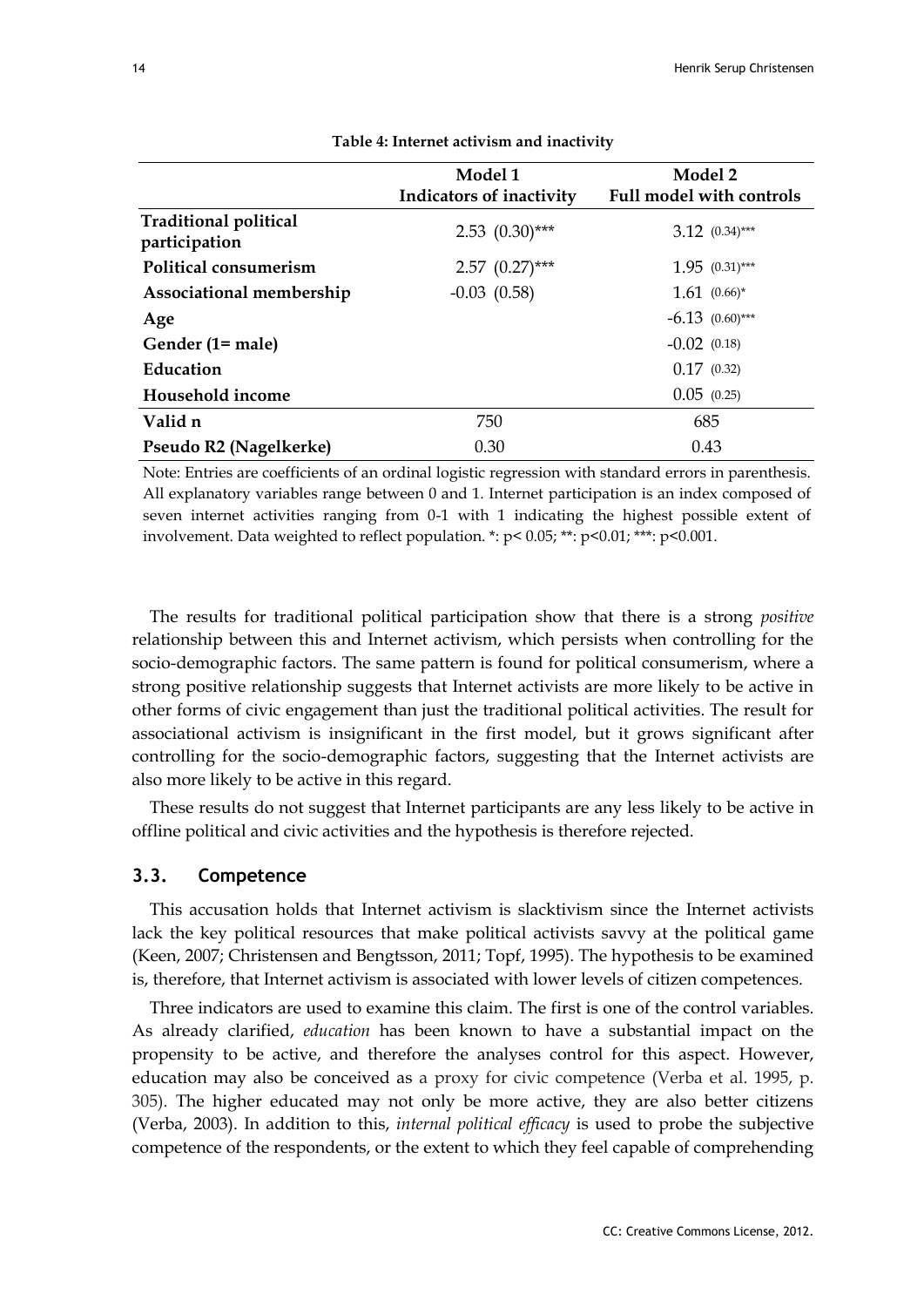**Table 4: Internet activism and inactivity**

| | Model 1<br>Indicators of inactivity | Model 2<br>Full model with controls |
|---|---|---|
| **Traditional political participation** | 2.53 (0.30)*** | 3.12 (0.34)*** |
| **Political consumerism** | 2.57 (0.27)*** | 1.95 (0.31)*** |
| **Associational membership** | -0.03 (0.58) | 1.61 (0.66)* |
| **Age** | | -6.13 (0.60)*** |
| **Gender (1= male)** | | -0.02 (0.18) |
| **Education** | | 0.17 (0.32) |
| **Household income** | | 0.05 (0.25) |
| **Valid n** | 750 | 685 |
| **Pseudo R2 (Nagelkerke)** | 0.30 | 0.43 |

Note: Entries are coefficients of an ordinal logistic regression with standard errors in parenthesis. All explanatory variables range between 0 and 1. Internet participation is an index composed of seven internet activities ranging from 0-1 with 1 indicating the highest possible extent of involvement. Data weighted to reflect population. *: $p < 0.05$; **: $p < 0.01$; ***: $p < 0.001$.

The results for traditional political participation show that there is a strong *positive* relationship between this and Internet activism, which persists when controlling for the socio-demographic factors. The same pattern is found for political consumerism, where a strong positive relationship suggests that Internet activists are more likely to be active in other forms of civic engagement than just the traditional political activities. The result for associational activism is insignificant in the first model, but it grows significant after controlling for the socio-demographic factors, suggesting that the Internet activists are also more likely to be active in this regard.

These results do not suggest that Internet participants are any less likely to be active in offline political and civic activities and the hypothesis is therefore rejected.

### 3.3. Competence

This accusation holds that Internet activism is slacktivism since the Internet activists lack the key political resources that make political activists savvy at the political game (Keen, 2007; Christensen and Bengtsson, 2011; Topf, 1995). The hypothesis to be examined is, therefore, that Internet activism is associated with lower levels of citizen competences.

Three indicators are used to examine this claim. The first is one of the control variables. As already clarified, *education* has been known to have a substantial impact on the propensity to be active, and therefore the analyses control for this aspect. However, education may also be conceived as a proxy for civic competence (Verba et al. 1995, p. 305). The higher educated may not only be more active, they are also better citizens (Verba, 2003). In addition to this, *internal political efficacy* is used to probe the subjective competence of the respondents, or the extent to which they feel capable of comprehending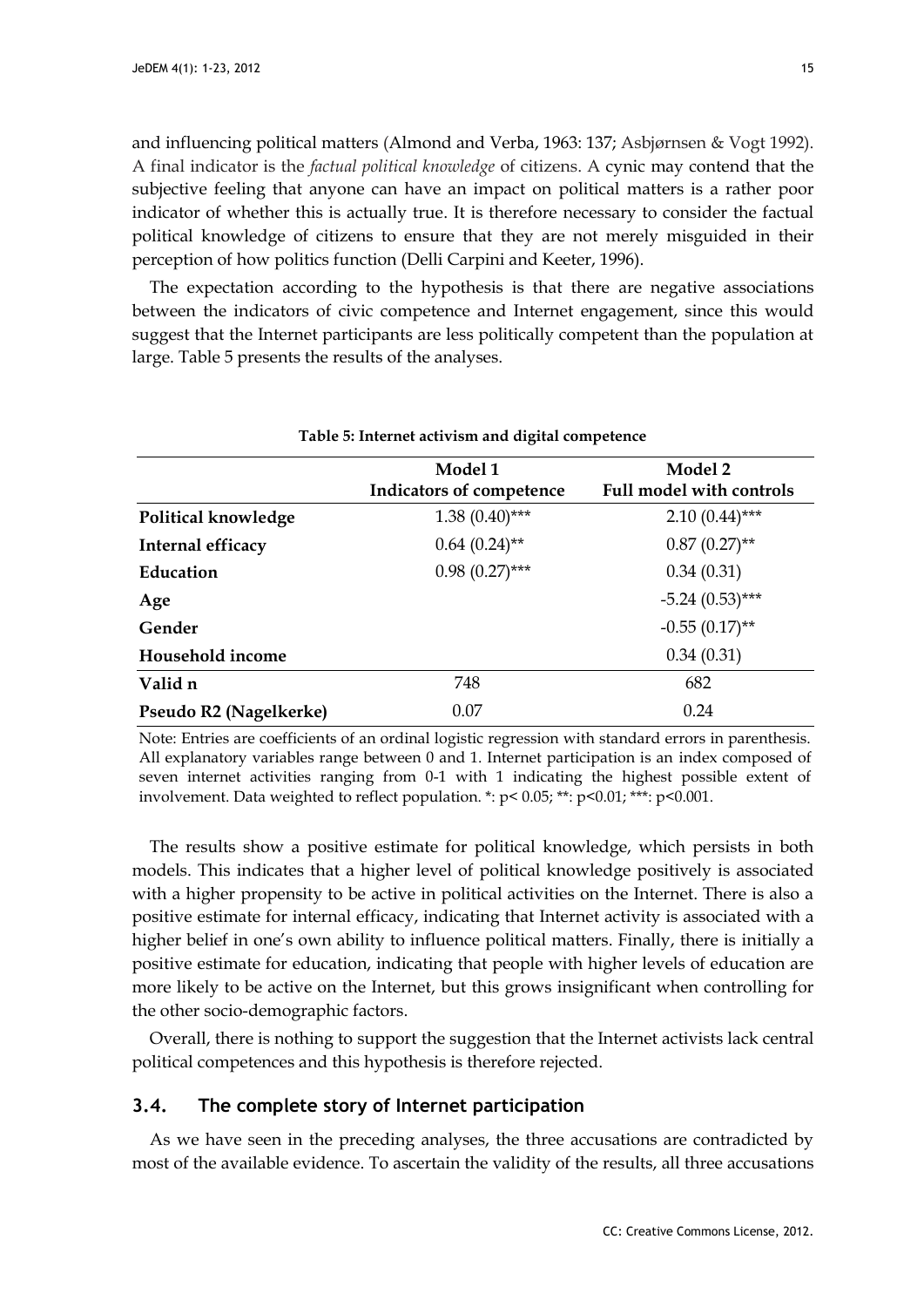and influencing political matters (Almond and Verba, 1963: 137; Asbjørnsen & Vogt 1992). A final indicator is the *factual political knowledge* of citizens. A cynic may contend that the subjective feeling that anyone can have an impact on political matters is a rather poor indicator of whether this is actually true. It is therefore necessary to consider the factual political knowledge of citizens to ensure that they are not merely misguided in their perception of how politics function (Delli Carpini and Keeter, 1996).

The expectation according to the hypothesis is that there are negative associations between the indicators of civic competence and Internet engagement, since this would suggest that the Internet participants are less politically competent than the population at large. Table 5 presents the results of the analyses.

**Table 5: Internet activism and digital competence**

| | Model 1<br>Indicators of competence | Model 2<br>Full model with controls |
|---|---|---|
| **Political knowledge** | 1.38 (0.40)*** | 2.10 (0.44)*** |
| **Internal efficacy** | 0.64 (0.24)** | 0.87 (0.27)** |
| **Education** | 0.98 (0.27)*** | 0.34 (0.31) |
| **Age** | | -5.24 (0.53)*** |
| **Gender** | | -0.55 (0.17)** |
| **Household income** | | 0.34 (0.31) |
| **Valid n** | 748 | 682 |
| **Pseudo R2 (Nagelkerke)** | 0.07 | 0.24 |

Note: Entries are coefficients of an ordinal logistic regression with standard errors in parenthesis. All explanatory variables range between 0 and 1. Internet participation is an index composed of seven internet activities ranging from 0-1 with 1 indicating the highest possible extent of involvement. Data weighted to reflect population. *: $p < 0.05$; **: $p < 0.01$; ***: $p < 0.001$.

The results show a positive estimate for political knowledge, which persists in both models. This indicates that a higher level of political knowledge positively is associated with a higher propensity to be active in political activities on the Internet. There is also a positive estimate for internal efficacy, indicating that Internet activity is associated with a higher belief in one's own ability to influence political matters. Finally, there is initially a positive estimate for education, indicating that people with higher levels of education are more likely to be active on the Internet, but this grows insignificant when controlling for the other socio-demographic factors.

Overall, there is nothing to support the suggestion that the Internet activists lack central political competences and this hypothesis is therefore rejected.

### 3.4. The complete story of Internet participation

As we have seen in the preceding analyses, the three accusations are contradicted by most of the available evidence. To ascertain the validity of the results, all three accusations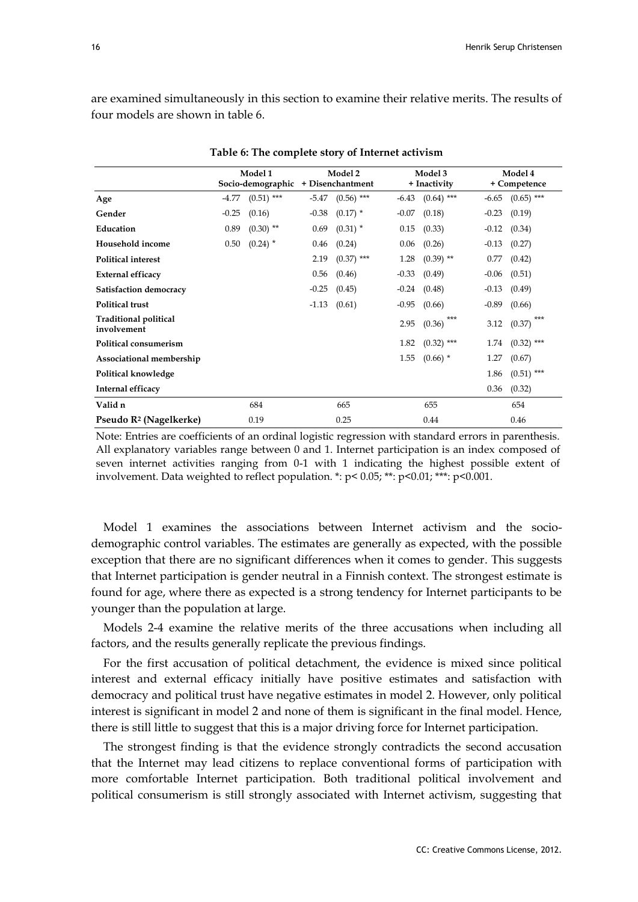are examined simultaneously in this section to examine their relative merits. The results of four models are shown in table 6.

**Table 6: The complete story of Internet activism**

| | Model 1 Socio-demographic | | Model 2 + Disenchantment | | Model 3 + Inactivity | | Model 4 + Competence | |
|---|---|---|---|---|---|---|---|---|
| **Age** | -4.77 | (0.51) *** | -5.47 | (0.56) *** | -6.43 | (0.64) *** | -6.65 | (0.65) *** |
| **Gender** | -0.25 | (0.16) | -0.38 | (0.17) * | -0.07 | (0.18) | -0.23 | (0.19) |
| **Education** | 0.89 | (0.30) ** | 0.69 | (0.31) * | 0.15 | (0.33) | -0.12 | (0.34) |
| **Household income** | 0.50 | (0.24) * | 0.46 | (0.24) | 0.06 | (0.26) | -0.13 | (0.27) |
| **Political interest** | | | 2.19 | (0.37) *** | 1.28 | (0.39) ** | 0.77 | (0.42) |
| **External efficacy** | | | 0.56 | (0.46) | -0.33 | (0.49) | -0.06 | (0.51) |
| **Satisfaction democracy** | | | -0.25 | (0.45) | -0.24 | (0.48) | -0.13 | (0.49) |
| **Political trust** | | | -1.13 | (0.61) | -0.95 | (0.66) | -0.89 | (0.66) |
| **Traditional political involvement** | | | | | 2.95 | (0.36) *** | 3.12 | (0.37) *** |
| **Political consumerism** | | | | | 1.82 | (0.32) *** | 1.74 | (0.32) *** |
| **Associational membership** | | | | | 1.55 | (0.66) * | 1.27 | (0.67) |
| **Political knowledge** | | | | | | | 1.86 | (0.51) *** |
| **Internal efficacy** | | | | | | | 0.36 | (0.32) |
| **Valid n** | 684 | | 665 | | 655 | | 654 | |
| **Pseudo $R^2$ (Nagelkerke)** | 0.19 | | 0.25 | | 0.44 | | 0.46 | |

Note: Entries are coefficients of an ordinal logistic regression with standard errors in parenthesis. All explanatory variables range between 0 and 1. Internet participation is an index composed of seven internet activities ranging from 0-1 with 1 indicating the highest possible extent of involvement. Data weighted to reflect population. *: $p< 0.05$; **: $p<0.01$; ***: $p<0.001$.

Model 1 examines the associations between Internet activism and the socio-demographic control variables. The estimates are generally as expected, with the possible exception that there are no significant differences when it comes to gender. This suggests that Internet participation is gender neutral in a Finnish context. The strongest estimate is found for age, where there as expected is a strong tendency for Internet participants to be younger than the population at large.

Models 2-4 examine the relative merits of the three accusations when including all factors, and the results generally replicate the previous findings.

For the first accusation of political detachment, the evidence is mixed since political interest and external efficacy initially have positive estimates and satisfaction with democracy and political trust have negative estimates in model 2. However, only political interest is significant in model 2 and none of them is significant in the final model. Hence, there is still little to suggest that this is a major driving force for Internet participation.

The strongest finding is that the evidence strongly contradicts the second accusation that the Internet may lead citizens to replace conventional forms of participation with more comfortable Internet participation. Both traditional political involvement and political consumerism is still strongly associated with Internet activism, suggesting that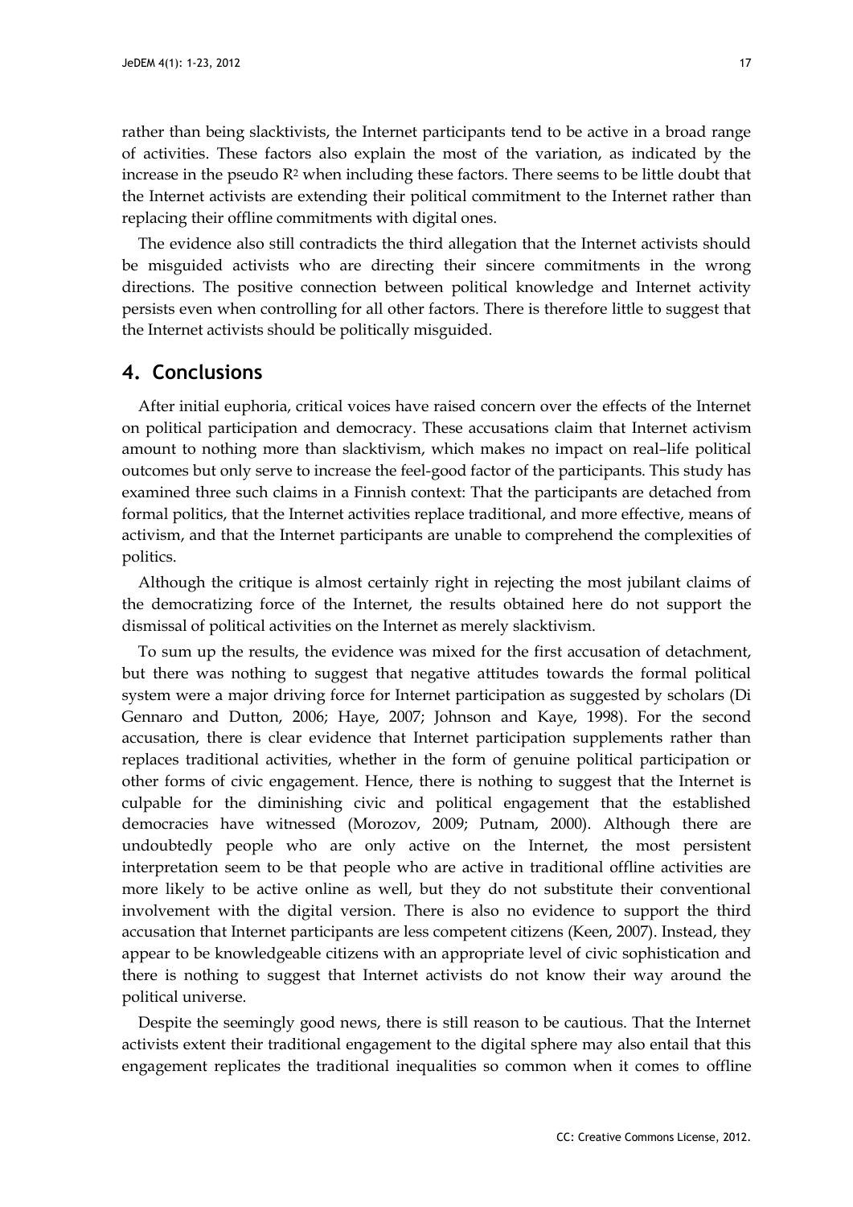rather than being slacktivists, the Internet participants tend to be active in a broad range of activities. These factors also explain the most of the variation, as indicated by the increase in the pseudo $R^2$ when including these factors. There seems to be little doubt that the Internet activists are extending their political commitment to the Internet rather than replacing their offline commitments with digital ones.

The evidence also still contradicts the third allegation that the Internet activists should be misguided activists who are directing their sincere commitments in the wrong directions. The positive connection between political knowledge and Internet activity persists even when controlling for all other factors. There is therefore little to suggest that the Internet activists should be politically misguided.

## 4. Conclusions

After initial euphoria, critical voices have raised concern over the effects of the Internet on political participation and democracy. These accusations claim that Internet activism amount to nothing more than slacktivism, which makes no impact on real–life political outcomes but only serve to increase the feel-good factor of the participants. This study has examined three such claims in a Finnish context: That the participants are detached from formal politics, that the Internet activities replace traditional, and more effective, means of activism, and that the Internet participants are unable to comprehend the complexities of politics.

Although the critique is almost certainly right in rejecting the most jubilant claims of the democratizing force of the Internet, the results obtained here do not support the dismissal of political activities on the Internet as merely slacktivism.

To sum up the results, the evidence was mixed for the first accusation of detachment, but there was nothing to suggest that negative attitudes towards the formal political system were a major driving force for Internet participation as suggested by scholars (Di Gennaro and Dutton, 2006; Haye, 2007; Johnson and Kaye, 1998). For the second accusation, there is clear evidence that Internet participation supplements rather than replaces traditional activities, whether in the form of genuine political participation or other forms of civic engagement. Hence, there is nothing to suggest that the Internet is culpable for the diminishing civic and political engagement that the established democracies have witnessed (Morozov, 2009; Putnam, 2000). Although there are undoubtedly people who are only active on the Internet, the most persistent interpretation seem to be that people who are active in traditional offline activities are more likely to be active online as well, but they do not substitute their conventional involvement with the digital version. There is also no evidence to support the third accusation that Internet participants are less competent citizens (Keen, 2007). Instead, they appear to be knowledgeable citizens with an appropriate level of civic sophistication and there is nothing to suggest that Internet activists do not know their way around the political universe.

Despite the seemingly good news, there is still reason to be cautious. That the Internet activists extent their traditional engagement to the digital sphere may also entail that this engagement replicates the traditional inequalities so common when it comes to offline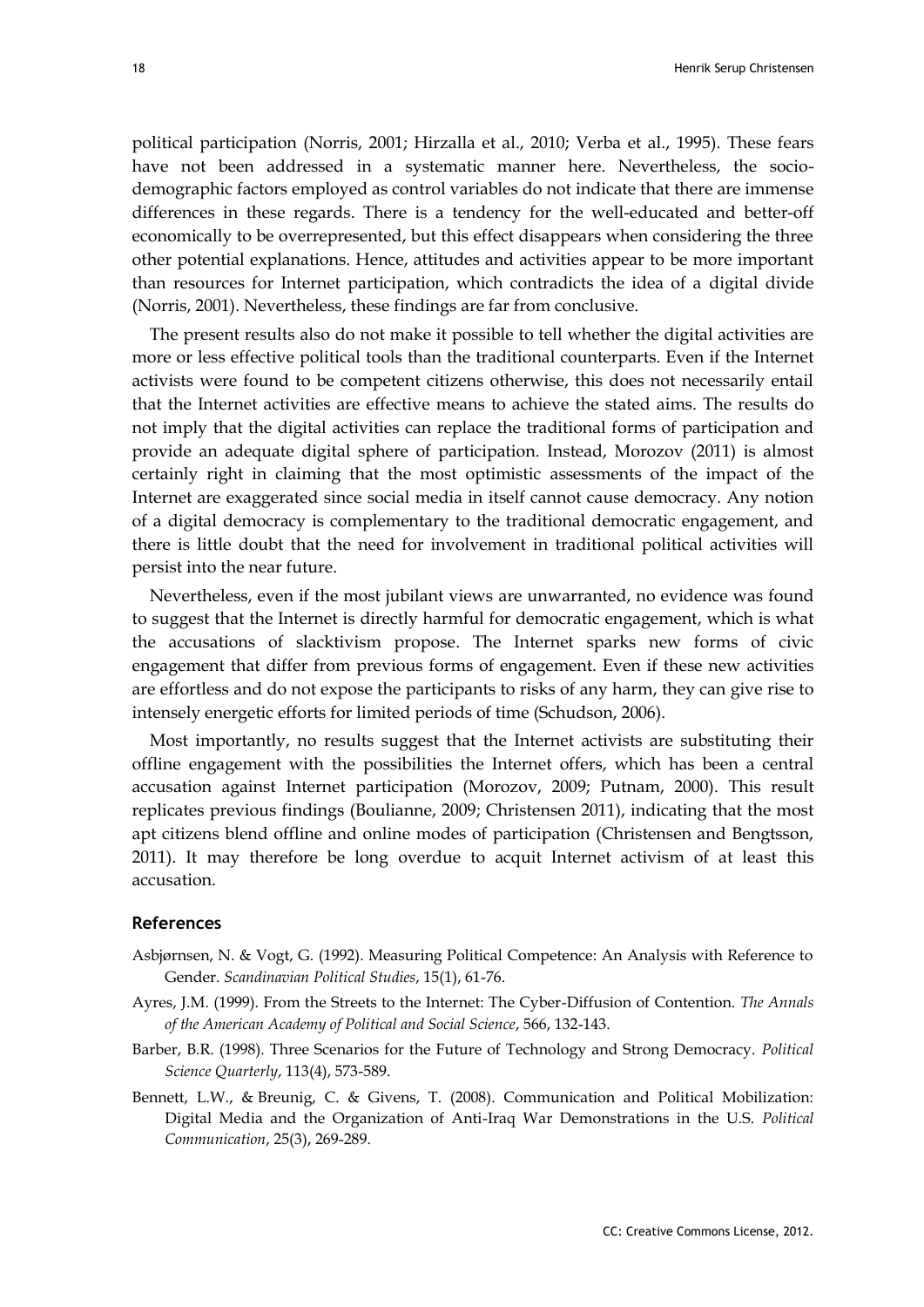political participation (Norris, 2001; Hirzalla et al., 2010; Verba et al., 1995). These fears have not been addressed in a systematic manner here. Nevertheless, the socio-demographic factors employed as control variables do not indicate that there are immense differences in these regards. There is a tendency for the well-educated and better-off economically to be overrepresented, but this effect disappears when considering the three other potential explanations. Hence, attitudes and activities appear to be more important than resources for Internet participation, which contradicts the idea of a digital divide (Norris, 2001). Nevertheless, these findings are far from conclusive.

The present results also do not make it possible to tell whether the digital activities are more or less effective political tools than the traditional counterparts. Even if the Internet activists were found to be competent citizens otherwise, this does not necessarily entail that the Internet activities are effective means to achieve the stated aims. The results do not imply that the digital activities can replace the traditional forms of participation and provide an adequate digital sphere of participation. Instead, Morozov (2011) is almost certainly right in claiming that the most optimistic assessments of the impact of the Internet are exaggerated since social media in itself cannot cause democracy. Any notion of a digital democracy is complementary to the traditional democratic engagement, and there is little doubt that the need for involvement in traditional political activities will persist into the near future.

Nevertheless, even if the most jubilant views are unwarranted, no evidence was found to suggest that the Internet is directly harmful for democratic engagement, which is what the accusations of slacktivism propose. The Internet sparks new forms of civic engagement that differ from previous forms of engagement. Even if these new activities are effortless and do not expose the participants to risks of any harm, they can give rise to intensely energetic efforts for limited periods of time (Schudson, 2006).

Most importantly, no results suggest that the Internet activists are substituting their offline engagement with the possibilities the Internet offers, which has been a central accusation against Internet participation (Morozov, 2009; Putnam, 2000). This result replicates previous findings (Boulianne, 2009; Christensen 2011), indicating that the most apt citizens blend offline and online modes of participation (Christensen and Bengtsson, 2011). It may therefore be long overdue to acquit Internet activism of at least this accusation.

## References

Asbjørnsen, N. & Vogt, G. (1992). Measuring Political Competence: An Analysis with Reference to Gender. *Scandinavian Political Studies*, 15(1), 61-76.

Ayres, J.M. (1999). From the Streets to the Internet: The Cyber-Diffusion of Contention. *The Annals of the American Academy of Political and Social Science*, 566, 132-143.

Barber, B.R. (1998). Three Scenarios for the Future of Technology and Strong Democracy. *Political Science Quarterly*, 113(4), 573-589.

Bennett, L.W., & Breunig, C. & Givens, T. (2008). Communication and Political Mobilization: Digital Media and the Organization of Anti-Iraq War Demonstrations in the U.S. *Political Communication*, 25(3), 269-289.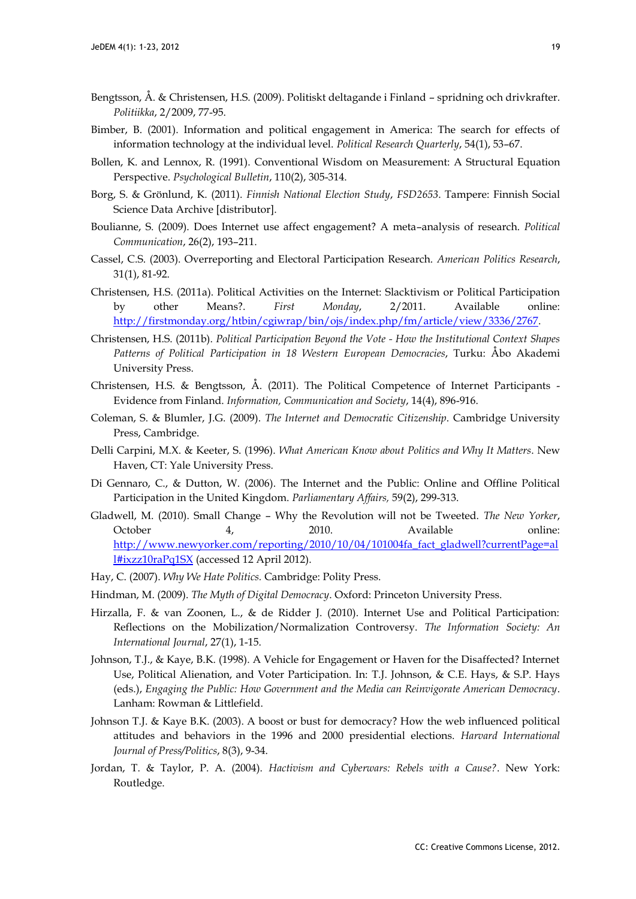Bengtsson, Å. & Christensen, H.S. (2009). Politiskt deltagande i Finland – spridning och drivkrafter. *Politiikka*, 2/2009, 77-95.

Bimber, B. (2001). Information and political engagement in America: The search for effects of information technology at the individual level. *Political Research Quarterly*, 54(1), 53–67.

Bollen, K. and Lennox, R. (1991). Conventional Wisdom on Measurement: A Structural Equation Perspective. *Psychological Bulletin*, 110(2), 305-314.

Borg, S. & Grönlund, K. (2011). *Finnish National Election Study*, *FSD2653*. Tampere: Finnish Social Science Data Archive [distributor].

Boulianne, S. (2009). Does Internet use affect engagement? A meta–analysis of research. *Political Communication*, 26(2), 193–211.

Cassel, C.S. (2003). Overreporting and Electoral Participation Research. *American Politics Research*, 31(1), 81-92.

Christensen, H.S. (2011a). Political Activities on the Internet: Slacktivism or Political Participation by other Means?. *First Monday*, 2/2011. Available online: http://firstmonday.org/htbin/cgiwrap/bin/ojs/index.php/fm/article/view/3336/2767.

Christensen, H.S. (2011b). *Political Participation Beyond the Vote - How the Institutional Context Shapes Patterns of Political Participation in 18 Western European Democracies*, Turku: Åbo Akademi University Press.

Christensen, H.S. & Bengtsson, Å. (2011). The Political Competence of Internet Participants - Evidence from Finland. *Information, Communication and Society*, 14(4), 896-916.

Coleman, S. & Blumler, J.G. (2009). *The Internet and Democratic Citizenship*. Cambridge University Press, Cambridge.

Delli Carpini, M.X. & Keeter, S. (1996). *What American Know about Politics and Why It Matters*. New Haven, CT: Yale University Press.

Di Gennaro, C., & Dutton, W. (2006). The Internet and the Public: Online and Offline Political Participation in the United Kingdom. *Parliamentary Affairs,* 59(2), 299-313.

Gladwell, M. (2010). Small Change – Why the Revolution will not be Tweeted. *The New Yorker*, October 4, 2010. Available online: http://www.newyorker.com/reporting/2010/10/04/101004fa_fact_gladwell?currentPage=all#ixzz10raPq1SX (accessed 12 April 2012).

Hay, C. (2007). *Why We Hate Politics*. Cambridge: Polity Press.

Hindman, M. (2009). *The Myth of Digital Democracy*. Oxford: Princeton University Press.

Hirzalla, F. & van Zoonen, L., & de Ridder J. (2010). Internet Use and Political Participation: Reflections on the Mobilization/Normalization Controversy. *The Information Society: An International Journal*, 27(1), 1-15.

Johnson, T.J., & Kaye, B.K. (1998). A Vehicle for Engagement or Haven for the Disaffected? Internet Use, Political Alienation, and Voter Participation. In: T.J. Johnson, & C.E. Hays, & S.P. Hays (eds.), *Engaging the Public: How Government and the Media can Reinvigorate American Democracy*. Lanham: Rowman & Littlefield.

Johnson T.J. & Kaye B.K. (2003). A boost or bust for democracy? How the web influenced political attitudes and behaviors in the 1996 and 2000 presidential elections. *Harvard International Journal of Press/Politics*, 8(3), 9-34.

Jordan, T. & Taylor, P. A. (2004). *Hactivism and Cyberwars: Rebels with a Cause?*. New York: Routledge.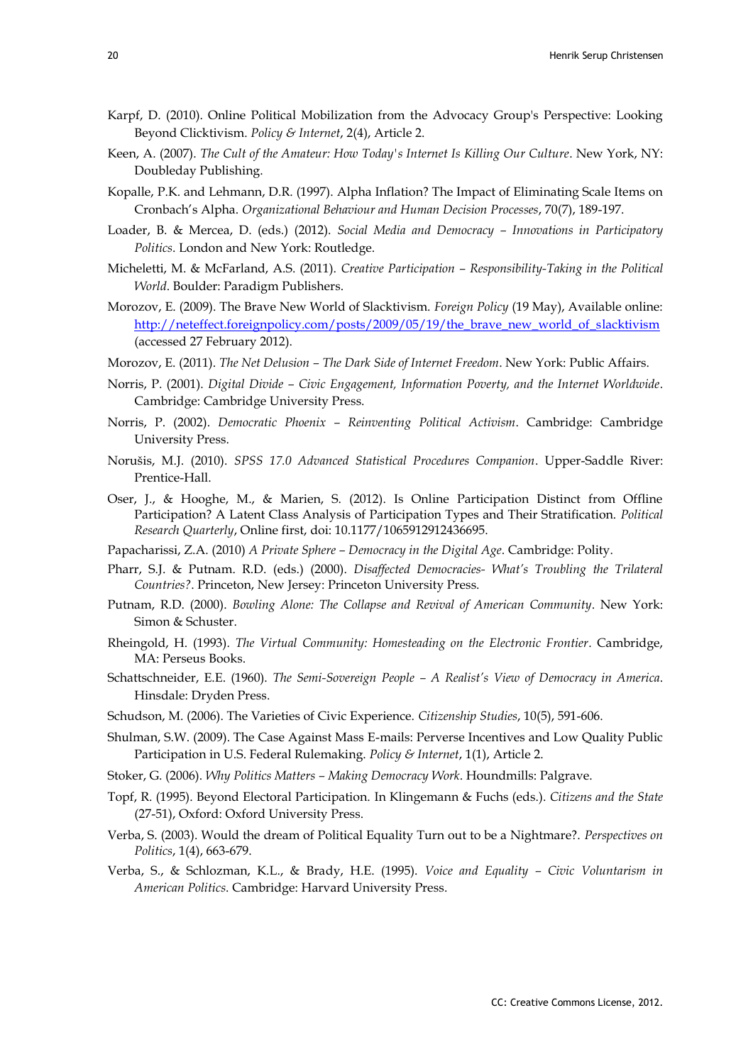Karpf, D. (2010). Online Political Mobilization from the Advocacy Group's Perspective: Looking Beyond Clicktivism. *Policy & Internet*, 2(4), Article 2.

Keen, A. (2007). *The Cult of the Amateur: How Today's Internet Is Killing Our Culture*. New York, NY: Doubleday Publishing.

Kopalle, P.K. and Lehmann, D.R. (1997). Alpha Inflation? The Impact of Eliminating Scale Items on Cronbach's Alpha. *Organizational Behaviour and Human Decision Processes*, 70(7), 189-197.

Loader, B. & Mercea, D. (eds.) (2012). *Social Media and Democracy – Innovations in Participatory Politics*. London and New York: Routledge.

Micheletti, M. & McFarland, A.S. (2011). *Creative Participation – Responsibility-Taking in the Political World*. Boulder: Paradigm Publishers.

Morozov, E. (2009). The Brave New World of Slacktivism. *Foreign Policy* (19 May), Available online: http://neteffect.foreignpolicy.com/posts/2009/05/19/the_brave_new_world_of_slacktivism (accessed 27 February 2012).

Morozov, E. (2011). *The Net Delusion – The Dark Side of Internet Freedom*. New York: Public Affairs.

Norris, P. (2001). *Digital Divide – Civic Engagement, Information Poverty, and the Internet Worldwide*. Cambridge: Cambridge University Press.

Norris, P. (2002). *Democratic Phoenix – Reinventing Political Activism*. Cambridge: Cambridge University Press.

Norušis, M.J. (2010). *SPSS 17.0 Advanced Statistical Procedures Companion*. Upper-Saddle River: Prentice-Hall.

Oser, J., & Hooghe, M., & Marien, S. (2012). Is Online Participation Distinct from Offline Participation? A Latent Class Analysis of Participation Types and Their Stratification. *Political Research Quarterly*, Online first, doi: 10.1177/1065912912436695.

Papacharissi, Z.A. (2010) *A Private Sphere – Democracy in the Digital Age*. Cambridge: Polity.

Pharr, S.J. & Putnam. R.D. (eds.) (2000). *Disaffected Democracies- What's Troubling the Trilateral Countries?*. Princeton, New Jersey: Princeton University Press.

Putnam, R.D. (2000). *Bowling Alone: The Collapse and Revival of American Community*. New York: Simon & Schuster.

Rheingold, H. (1993). *The Virtual Community: Homesteading on the Electronic Frontier*. Cambridge, MA: Perseus Books.

Schattschneider, E.E. (1960). *The Semi-Sovereign People – A Realist's View of Democracy in America*. Hinsdale: Dryden Press.

Schudson, M. (2006). The Varieties of Civic Experience. *Citizenship Studies*, 10(5), 591-606.

Shulman, S.W. (2009). The Case Against Mass E-mails: Perverse Incentives and Low Quality Public Participation in U.S. Federal Rulemaking. *Policy & Internet*, 1(1), Article 2.

Stoker, G. (2006). *Why Politics Matters – Making Democracy Work*. Houndmills: Palgrave.

Topf, R. (1995). Beyond Electoral Participation. In Klingemann & Fuchs (eds.). *Citizens and the State* (27-51), Oxford: Oxford University Press.

Verba, S. (2003). Would the dream of Political Equality Turn out to be a Nightmare?. *Perspectives on Politics*, 1(4), 663-679.

Verba, S., & Schlozman, K.L., & Brady, H.E. (1995). *Voice and Equality – Civic Voluntarism in American Politics*. Cambridge: Harvard University Press.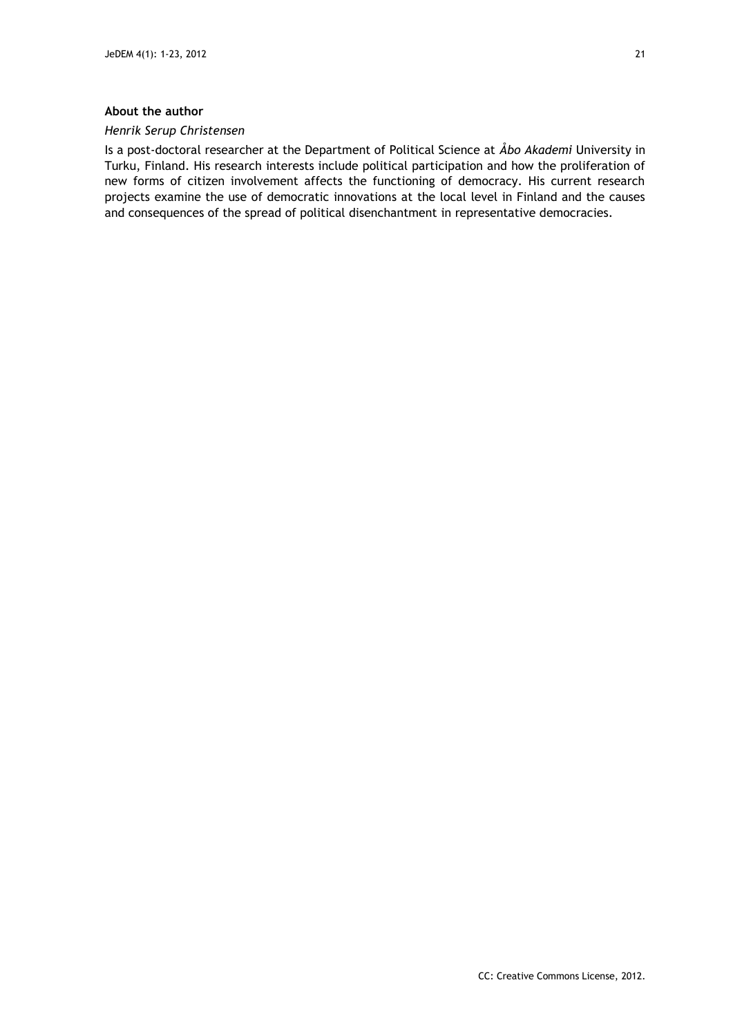**About the author**

*Henrik Serup Christensen*

Is a post-doctoral researcher at the Department of Political Science at *Åbo Akademi* University in Turku, Finland. His research interests include political participation and how the proliferation of new forms of citizen involvement affects the functioning of democracy. His current research projects examine the use of democratic innovations at the local level in Finland and the causes and consequences of the spread of political disenchantment in representative democracies.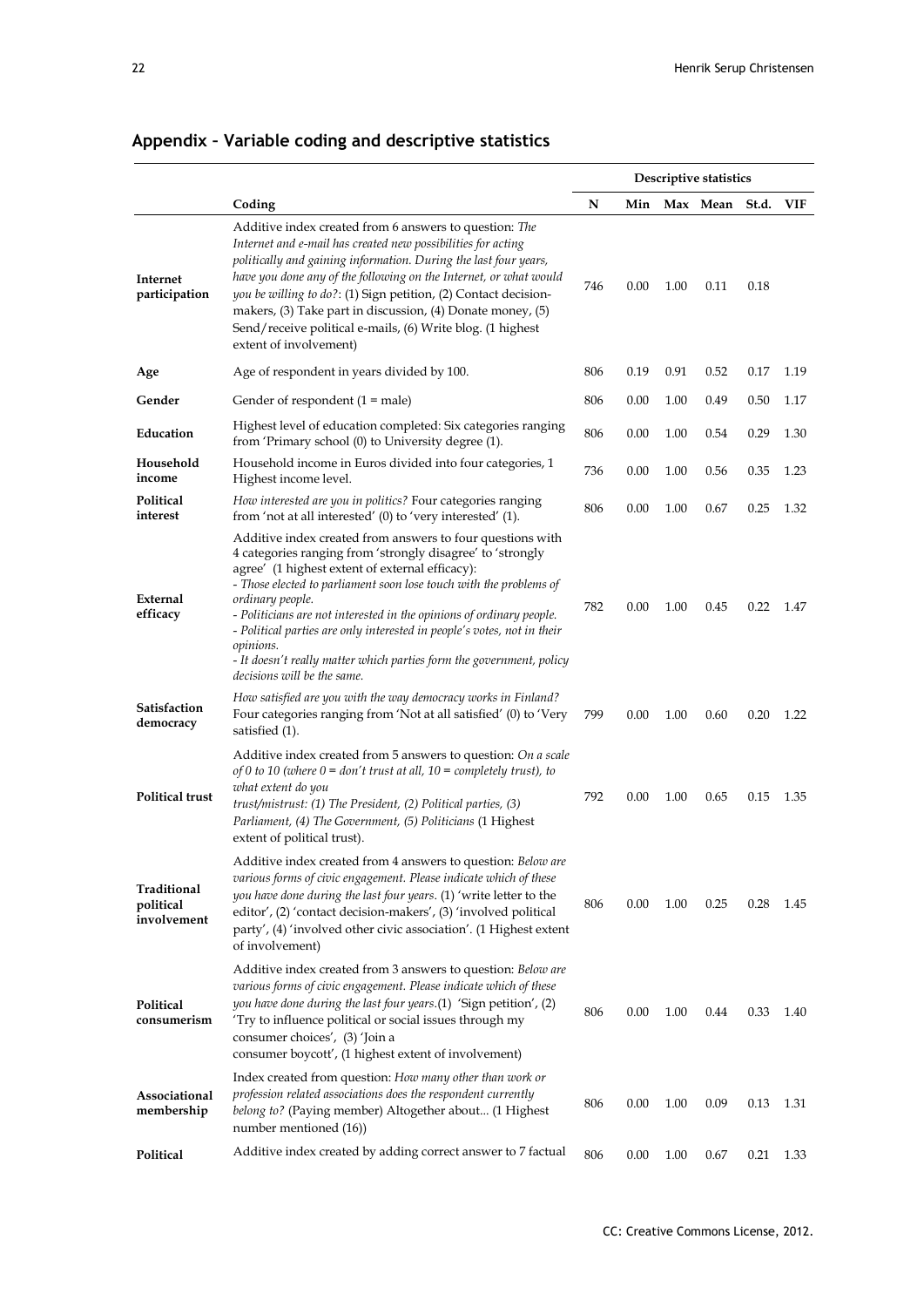## Appendix – Variable coding and descriptive statistics

| | | Descriptive statistics | | | | | |
|---|---|---|---|---|---|---|---|
| | **Coding** | **N** | **Min** | **Max** | **Mean** | **St.d.** | **VIF** |
| **Internet participation** | Additive index created from 6 answers to question: *The Internet and e-mail has created new possibilities for acting politically and gaining information. During the last four years, have you done any of the following on the Internet, or what would you be willing to do?*: (1) Sign petition, (2) Contact decision-makers, (3) Take part in discussion, (4) Donate money, (5) Send/receive political e-mails, (6) Write blog. (1 highest extent of involvement) | 746 | 0.00 | 1.00 | 0.11 | 0.18 | |
| **Age** | Age of respondent in years divided by 100. | 806 | 0.19 | 0.91 | 0.52 | 0.17 | 1.19 |
| **Gender** | Gender of respondent (1 = male) | 806 | 0.00 | 1.00 | 0.49 | 0.50 | 1.17 |
| **Education** | Highest level of education completed: Six categories ranging from 'Primary school (0) to University degree (1). | 806 | 0.00 | 1.00 | 0.54 | 0.29 | 1.30 |
| **Household income** | Household income in Euros divided into four categories, 1 Highest income level. | 736 | 0.00 | 1.00 | 0.56 | 0.35 | 1.23 |
| **Political interest** | *How interested are you in politics?* Four categories ranging from 'not at all interested' (0) to 'very interested' (1). | 806 | 0.00 | 1.00 | 0.67 | 0.25 | 1.32 |
| **External efficacy** | Additive index created from answers to four questions with 4 categories ranging from 'strongly disagree' to 'strongly agree' (1 highest extent of external efficacy):<br>*- Those elected to parliament soon lose touch with the problems of ordinary people.*<br>*- Politicians are not interested in the opinions of ordinary people.*<br>*- Political parties are only interested in people's votes, not in their opinions.*<br>*- It doesn't really matter which parties form the government, policy decisions will be the same.* | 782 | 0.00 | 1.00 | 0.45 | 0.22 | 1.47 |
| **Satisfaction democracy** | *How satisfied are you with the way democracy works in Finland?* Four categories ranging from 'Not at all satisfied' (0) to 'Very satisfied (1). | 799 | 0.00 | 1.00 | 0.60 | 0.20 | 1.22 |
| **Political trust** | Additive index created from 5 answers to question: *On a scale of 0 to 10 (where 0 = don't trust at all, 10 = completely trust), to what extent do you trust/mistrust: (1) The President, (2) Political parties, (3) Parliament, (4) The Government, (5) Politicians* (1 Highest extent of political trust). | 792 | 0.00 | 1.00 | 0.65 | 0.15 | 1.35 |
| **Traditional political involvement** | Additive index created from 4 answers to question: *Below are various forms of civic engagement. Please indicate which of these you have done during the last four years*. (1) 'write letter to the editor', (2) 'contact decision-makers', (3) 'involved political party', (4) 'involved other civic association'. (1 Highest extent of involvement) | 806 | 0.00 | 1.00 | 0.25 | 0.28 | 1.45 |
| **Political consumerism** | Additive index created from 3 answers to question: *Below are various forms of civic engagement. Please indicate which of these you have done during the last four years*.(1) 'Sign petition', (2) 'Try to influence political or social issues through my consumer choices', (3) 'Join a consumer boycott', (1 highest extent of involvement) | 806 | 0.00 | 1.00 | 0.44 | 0.33 | 1.40 |
| **Associational membership** | Index created from question: *How many other than work or profession related associations does the respondent currently belong to?* (Paying member) Altogether about... (1 Highest number mentioned (16)) | 806 | 0.00 | 1.00 | 0.09 | 0.13 | 1.31 |
| **Political** | Additive index created by adding correct answer to 7 factual | 806 | 0.00 | 1.00 | 0.67 | 0.21 | 1.33 |

CC: Creative Commons License, 2012.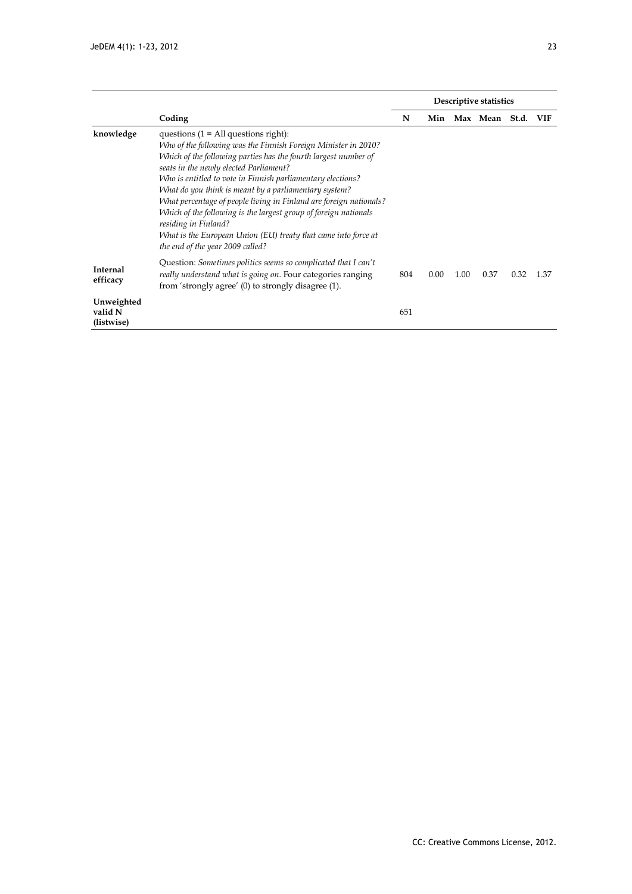| | | Descriptive statistics | | | | | |
|---|---|---|---|---|---|---|---|
| | Coding | N | Min | Max | Mean | St.d. | VIF |
| **knowledge** | questions (1 = All questions right): *Who of the following was the Finnish Foreign Minister in 2010? Which of the following parties has the fourth largest number of seats in the newly elected Parliament? Who is entitled to vote in Finnish parliamentary elections? What do you think is meant by a parliamentary system? What percentage of people living in Finland are foreign nationals? Which of the following is the largest group of foreign nationals residing in Finland? What is the European Union (EU) treaty that came into force at the end of the year 2009 called?* | | | | | | |
| **Internal efficacy** | Question: *Sometimes politics seems so complicated that I can't really understand what is going on*. Four categories ranging from 'strongly agree' (0) to strongly disagree (1). | 804 | 0.00 | 1.00 | 0.37 | 0.32 | 1.37 |
| **Unweighted valid N (listwise)** | | 651 | | | | | |